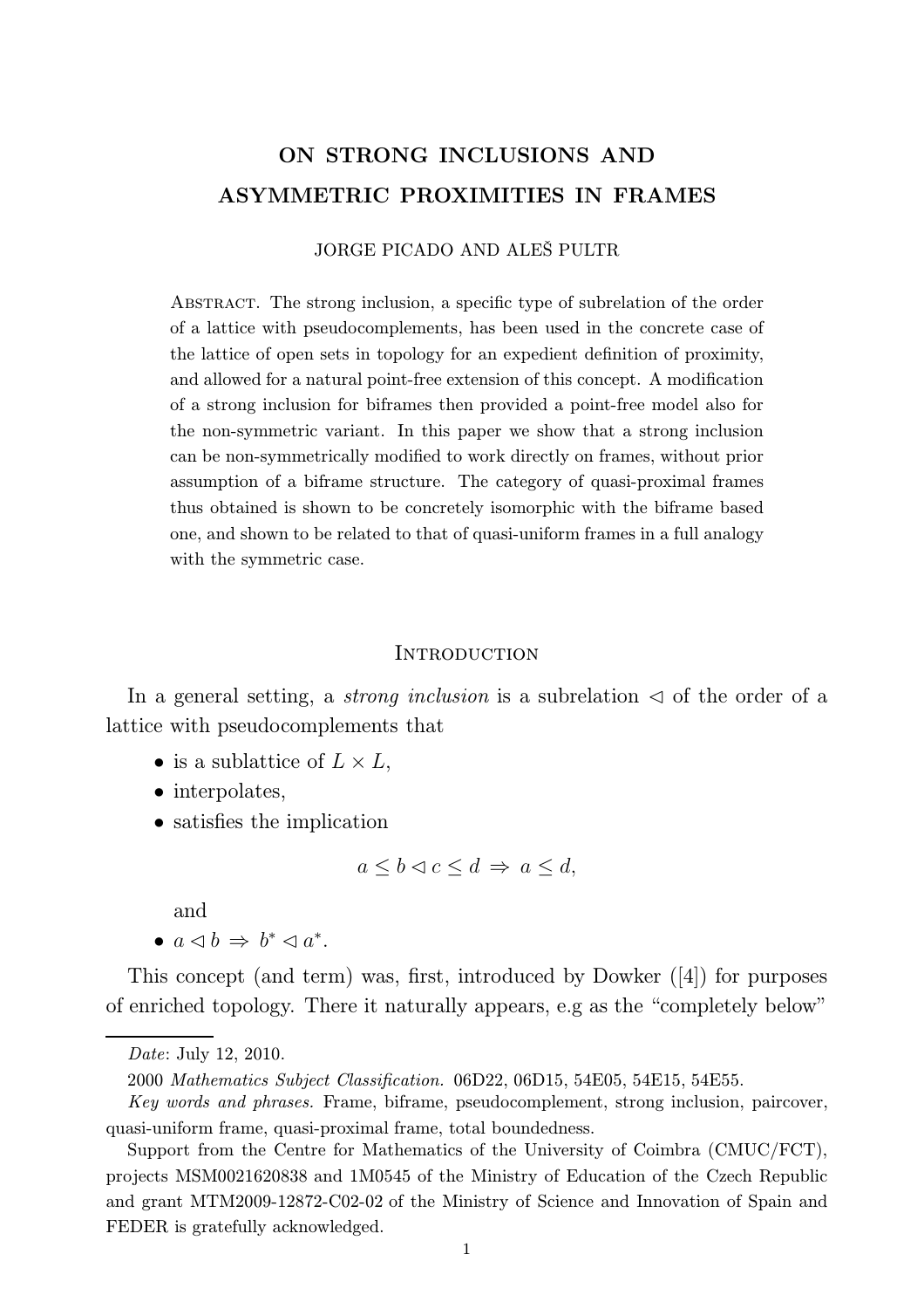# ON STRONG INCLUSIONS AND ASYMMETRIC PROXIMITIES IN FRAMES

JORGE PICADO AND ALEŠ PULTR

ABSTRACT. The strong inclusion, a specific type of subrelation of the order of a lattice with pseudocomplements, has been used in the concrete case of the lattice of open sets in topology for an expedient definition of proximity, and allowed for a natural point-free extension of this concept. A modification of a strong inclusion for biframes then provided a point-free model also for the non-symmetric variant. In this paper we show that a strong inclusion can be non-symmetrically modified to work directly on frames, without prior assumption of a biframe structure. The category of quasi-proximal frames thus obtained is shown to be concretely isomorphic with the biframe based one, and shown to be related to that of quasi-uniform frames in a full analogy with the symmetric case.

## Introduction

In a general setting, a *strong inclusion* is a subrelation $\triangleleft$ of the order of a lattice with pseudocomplements that

- is a sublattice of $L \times L$,
- interpolates,
- satisfies the implication

$$a \leq b \triangleleft c \leq d \;\Rightarrow\; a \leq d,$$

  and
- $a \triangleleft b \;\Rightarrow\; b^* \triangleleft a^*$.

This concept (and term) was, first, introduced by Dowker ([4]) for purposes of enriched topology. There it naturally appears, e.g as the "completely below"

---

*Date*: July 12, 2010.

2000 *Mathematics Subject Classification.* 06D22, 06D15, 54E05, 54E15, 54E55.

*Key words and phrases.* Frame, biframe, pseudocomplement, strong inclusion, paircover, quasi-uniform frame, quasi-proximal frame, total boundedness.

Support from the Centre for Mathematics of the University of Coimbra (CMUC/FCT), projects MSM0021620838 and 1M0545 of the Ministry of Education of the Czech Republic and grant MTM2009-12872-C02-02 of the Ministry of Science and Innovation of Spain and FEDER is gratefully acknowledged.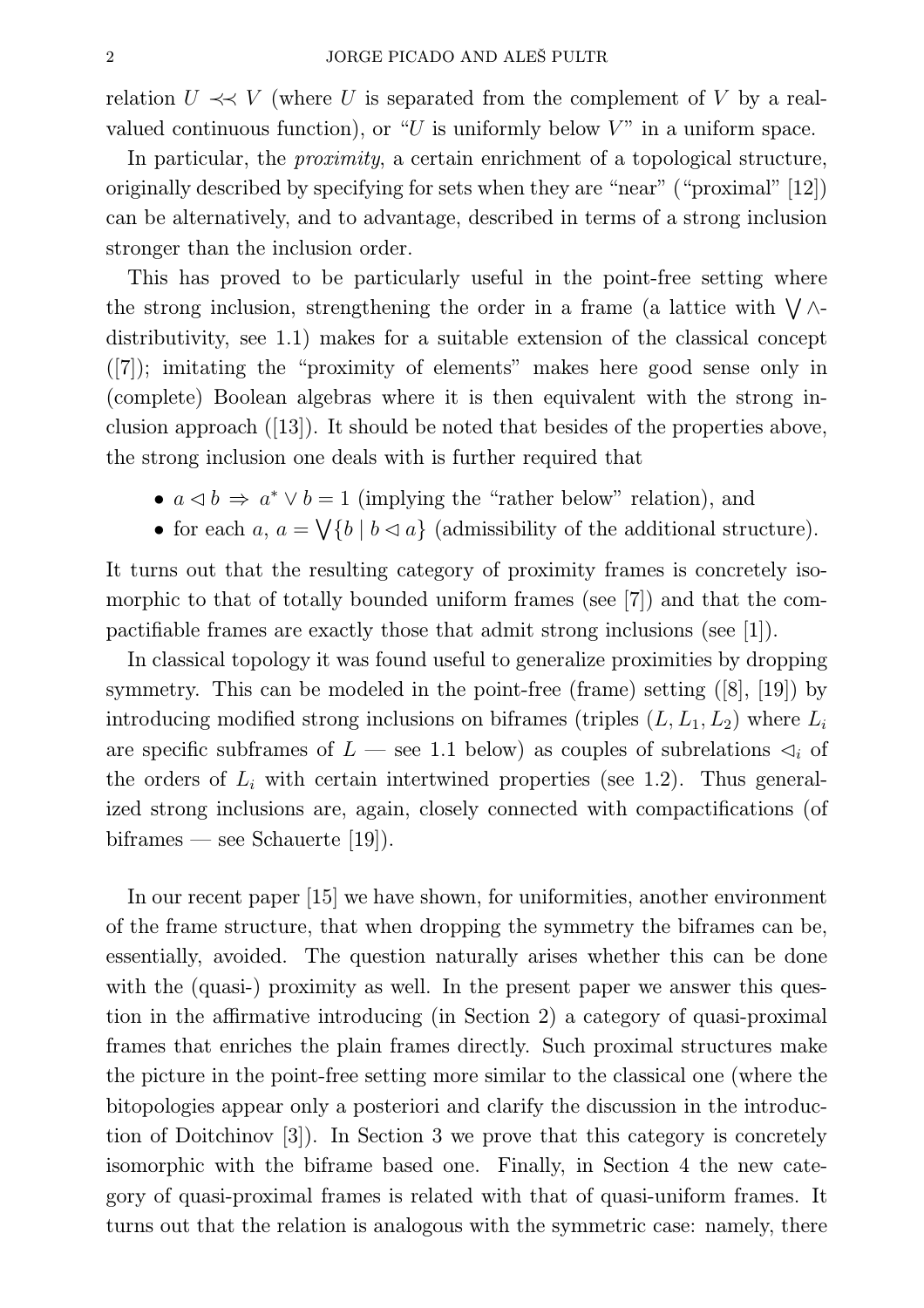relation $U \prec\!\prec V$ (where $U$ is separated from the complement of $V$ by a real-valued continuous function), or "$U$ is uniformly below $V$" in a uniform space.

In particular, the *proximity*, a certain enrichment of a topological structure, originally described by specifying for sets when they are "near" ("proximal" [12]) can be alternatively, and to advantage, described in terms of a strong inclusion stronger than the inclusion order.

This has proved to be particularly useful in the point-free setting where the strong inclusion, strengthening the order in a frame (a lattice with $\bigvee\wedge$-distributivity, see 1.1) makes for a suitable extension of the classical concept ([7]); imitating the "proximity of elements" makes here good sense only in (complete) Boolean algebras where it is then equivalent with the strong inclusion approach ([13]). It should be noted that besides of the properties above, the strong inclusion one deals with is further required that

- $a \lhd b \Rightarrow a^* \vee b = 1$ (implying the "rather below" relation), and
- for each $a$, $a = \bigvee\{b \mid b \lhd a\}$ (admissibility of the additional structure).

It turns out that the resulting category of proximity frames is concretely isomorphic to that of totally bounded uniform frames (see [7]) and that the compactifiable frames are exactly those that admit strong inclusions (see [1]).

In classical topology it was found useful to generalize proximities by dropping symmetry. This can be modeled in the point-free (frame) setting ([8], [19]) by introducing modified strong inclusions on biframes (triples $(L, L_1, L_2)$ where $L_i$ are specific subframes of $L$ — see 1.1 below) as couples of subrelations $\lhd_i$ of the orders of $L_i$ with certain intertwined properties (see 1.2). Thus generalized strong inclusions are, again, closely connected with compactifications (of biframes — see Schauerte [19]).

In our recent paper [15] we have shown, for uniformities, another environment of the frame structure, that when dropping the symmetry the biframes can be, essentially, avoided. The question naturally arises whether this can be done with the (quasi-) proximity as well. In the present paper we answer this question in the affirmative introducing (in Section 2) a category of quasi-proximal frames that enriches the plain frames directly. Such proximal structures make the picture in the point-free setting more similar to the classical one (where the bitopologies appear only a posteriori and clarify the discussion in the introduction of Doitchinov [3]). In Section 3 we prove that this category is concretely isomorphic with the biframe based one. Finally, in Section 4 the new category of quasi-proximal frames is related with that of quasi-uniform frames. It turns out that the relation is analogous with the symmetric case: namely, there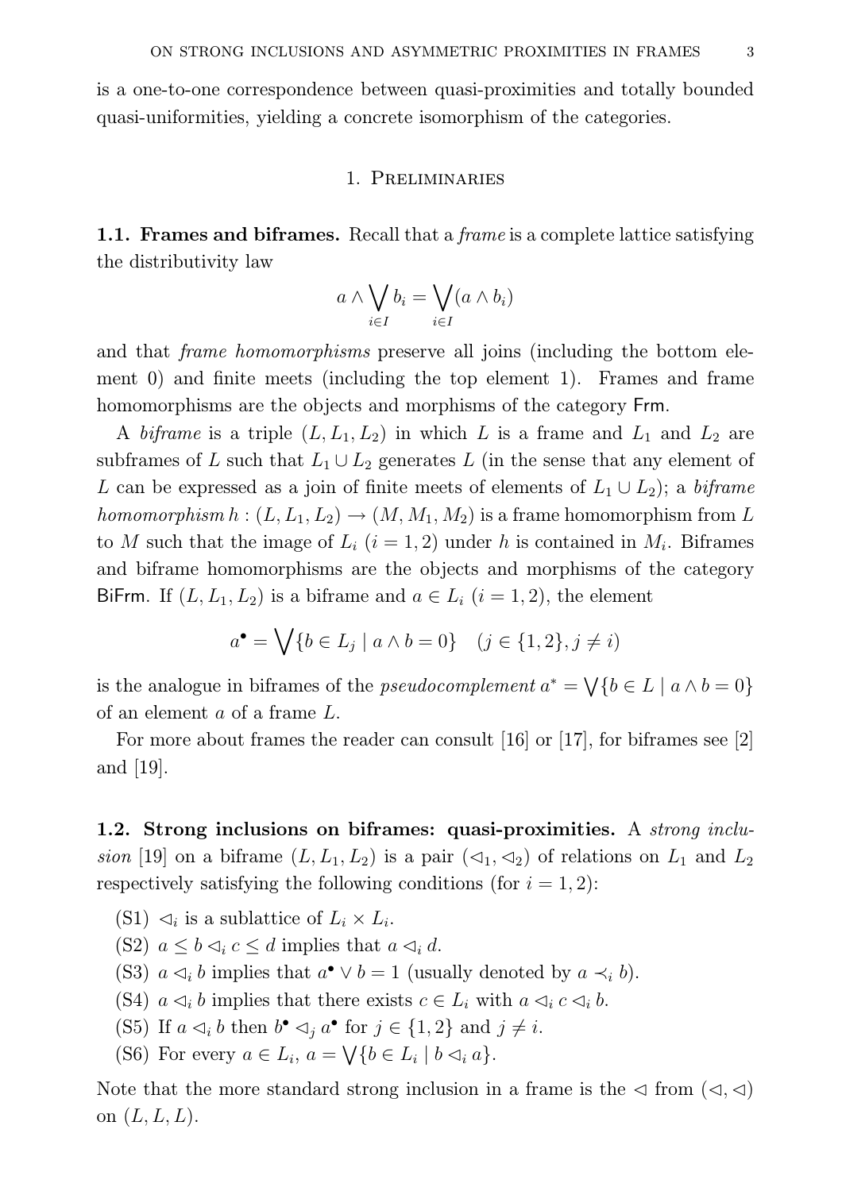is a one-to-one correspondence between quasi-proximities and totally bounded quasi-uniformities, yielding a concrete isomorphism of the categories.

## 1. Preliminaries

**1.1. Frames and biframes.** Recall that a *frame* is a complete lattice satisfying the distributivity law

$$a \wedge \bigvee_{i\in I} b_i = \bigvee_{i\in I}(a \wedge b_i)$$

and that *frame homomorphisms* preserve all joins (including the bottom element 0) and finite meets (including the top element 1). Frames and frame homomorphisms are the objects and morphisms of the category $\mathsf{Frm}$.

A *biframe* is a triple $(L, L_1, L_2)$ in which $L$ is a frame and $L_1$ and $L_2$ are subframes of $L$ such that $L_1 \cup L_2$ generates $L$ (in the sense that any element of $L$ can be expressed as a join of finite meets of elements of $L_1 \cup L_2$); a *biframe homomorphism* $h : (L, L_1, L_2) \to (M, M_1, M_2)$ is a frame homomorphism from $L$ to $M$ such that the image of $L_i$ ($i = 1, 2$) under $h$ is contained in $M_i$. Biframes and biframe homomorphisms are the objects and morphisms of the category $\mathsf{BiFrm}$. If $(L, L_1, L_2)$ is a biframe and $a \in L_i$ ($i = 1, 2$), the element

$$a^\bullet = \bigvee\{b \in L_j \mid a \wedge b = 0\} \quad (j \in \{1, 2\}, j \neq i)$$

is the analogue in biframes of the *pseudocomplement* $a^* = \bigvee\{b \in L \mid a \wedge b = 0\}$ of an element $a$ of a frame $L$.

For more about frames the reader can consult [16] or [17], for biframes see [2] and [19].

**1.2. Strong inclusions on biframes: quasi-proximities.** A *strong inclusion* [19] on a biframe $(L, L_1, L_2)$ is a pair $(\lhd_1, \lhd_2)$ of relations on $L_1$ and $L_2$ respectively satisfying the following conditions (for $i = 1, 2$):

- (S1) $\lhd_i$ is a sublattice of $L_i \times L_i$.
- (S2) $a \le b \lhd_i c \le d$ implies that $a \lhd_i d$.
- (S3) $a \lhd_i b$ implies that $a^\bullet \vee b = 1$ (usually denoted by $a \prec_i b$).
- (S4) $a \lhd_i b$ implies that there exists $c \in L_i$ with $a \lhd_i c \lhd_i b$.
- (S5) If $a \lhd_i b$ then $b^\bullet \lhd_j a^\bullet$ for $j \in \{1, 2\}$ and $j \neq i$.
- (S6) For every $a \in L_i$, $a = \bigvee\{b \in L_i \mid b \lhd_i a\}$.

Note that the more standard strong inclusion in a frame is the $\lhd$ from $(\lhd, \lhd)$ on $(L, L, L)$.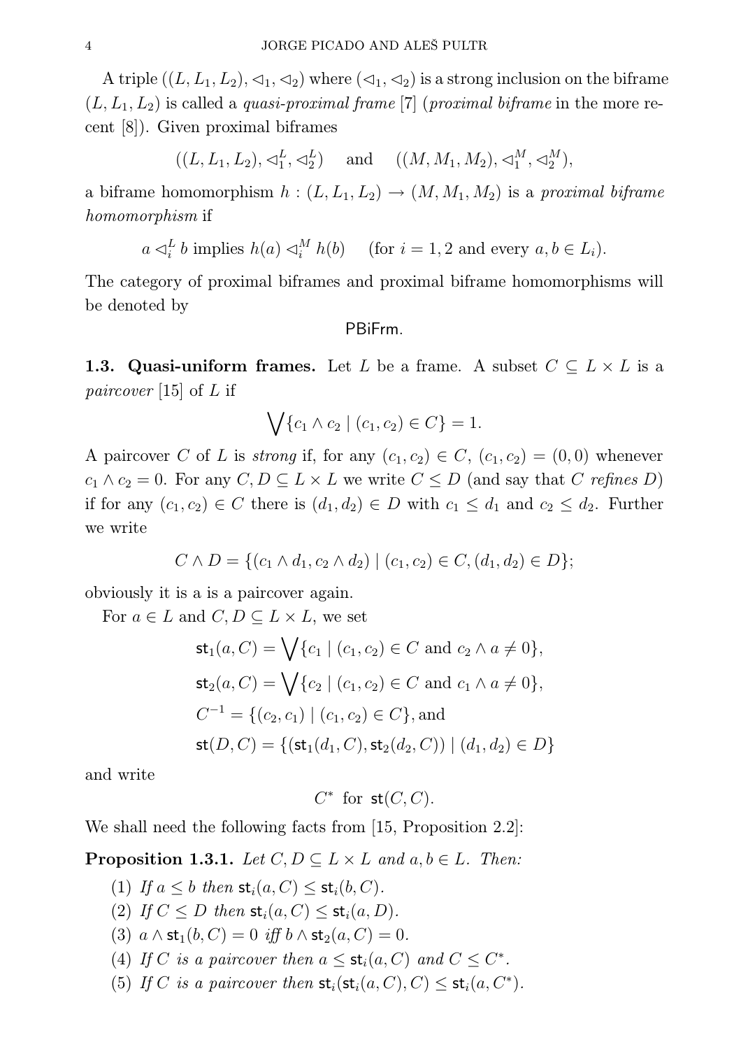A triple $((L, L_1, L_2), \triangleleft_1, \triangleleft_2)$ where $(\triangleleft_1, \triangleleft_2)$ is a strong inclusion on the biframe $(L, L_1, L_2)$ is called a *quasi-proximal frame* [7] (*proximal biframe* in the more recent [8]). Given proximal biframes

$$((L, L_1, L_2), \triangleleft_1^L, \triangleleft_2^L) \quad \text{and} \quad ((M, M_1, M_2), \triangleleft_1^M, \triangleleft_2^M),$$

a biframe homomorphism $h : (L, L_1, L_2) \to (M, M_1, M_2)$ is a *proximal biframe homomorphism* if

$$a \triangleleft_i^L b \text{ implies } h(a) \triangleleft_i^M h(b) \quad (\text{for } i = 1, 2 \text{ and every } a, b \in L_i).$$

The category of proximal biframes and proximal biframe homomorphisms will be denoted by

$$\mathsf{PBiFrm}.$$

**1.3. Quasi-uniform frames.** Let $L$ be a frame. A subset $C \subseteq L \times L$ is a *paircover* [15] of $L$ if

$$\bigvee \{c_1 \wedge c_2 \mid (c_1, c_2) \in C\} = 1.$$

A paircover $C$ of $L$ is *strong* if, for any $(c_1, c_2) \in C$, $(c_1, c_2) = (0, 0)$ whenever $c_1 \wedge c_2 = 0$. For any $C, D \subseteq L \times L$ we write $C \leq D$ (and say that $C$ *refines* $D$) if for any $(c_1, c_2) \in C$ there is $(d_1, d_2) \in D$ with $c_1 \leq d_1$ and $c_2 \leq d_2$. Further we write

$$C \wedge D = \{(c_1 \wedge d_1, c_2 \wedge d_2) \mid (c_1, c_2) \in C, (d_1, d_2) \in D\};$$

obviously it is a is a paircover again.

For $a \in L$ and $C, D \subseteq L \times L$, we set

$$\begin{aligned}
\mathsf{st}_1(a, C) &= \bigvee \{c_1 \mid (c_1, c_2) \in C \text{ and } c_2 \wedge a \neq 0\}, \\
\mathsf{st}_2(a, C) &= \bigvee \{c_2 \mid (c_1, c_2) \in C \text{ and } c_1 \wedge a \neq 0\}, \\
C^{-1} &= \{(c_2, c_1) \mid (c_1, c_2) \in C\}, \text{and} \\
\mathsf{st}(D, C) &= \{(\mathsf{st}_1(d_1, C), \mathsf{st}_2(d_2, C)) \mid (d_1, d_2) \in D\}
\end{aligned}$$

and write

$$C^* \text{ for } \mathsf{st}(C, C).$$

We shall need the following facts from [15, Proposition 2.2]:

**Proposition 1.3.1.** *Let $C, D \subseteq L \times L$ and $a, b \in L$. Then:*

1. *If $a \leq b$ then $\mathsf{st}_i(a, C) \leq \mathsf{st}_i(b, C)$.*
2. *If $C \leq D$ then $\mathsf{st}_i(a, C) \leq \mathsf{st}_i(a, D)$.*
3. *$a \wedge \mathsf{st}_1(b, C) = 0$ iff $b \wedge \mathsf{st}_2(a, C) = 0$.*
4. *If $C$ is a paircover then $a \leq \mathsf{st}_i(a, C)$ and $C \leq C^*$.*
5. *If $C$ is a paircover then $\mathsf{st}_i(\mathsf{st}_i(a, C), C) \leq \mathsf{st}_i(a, C^*)$.*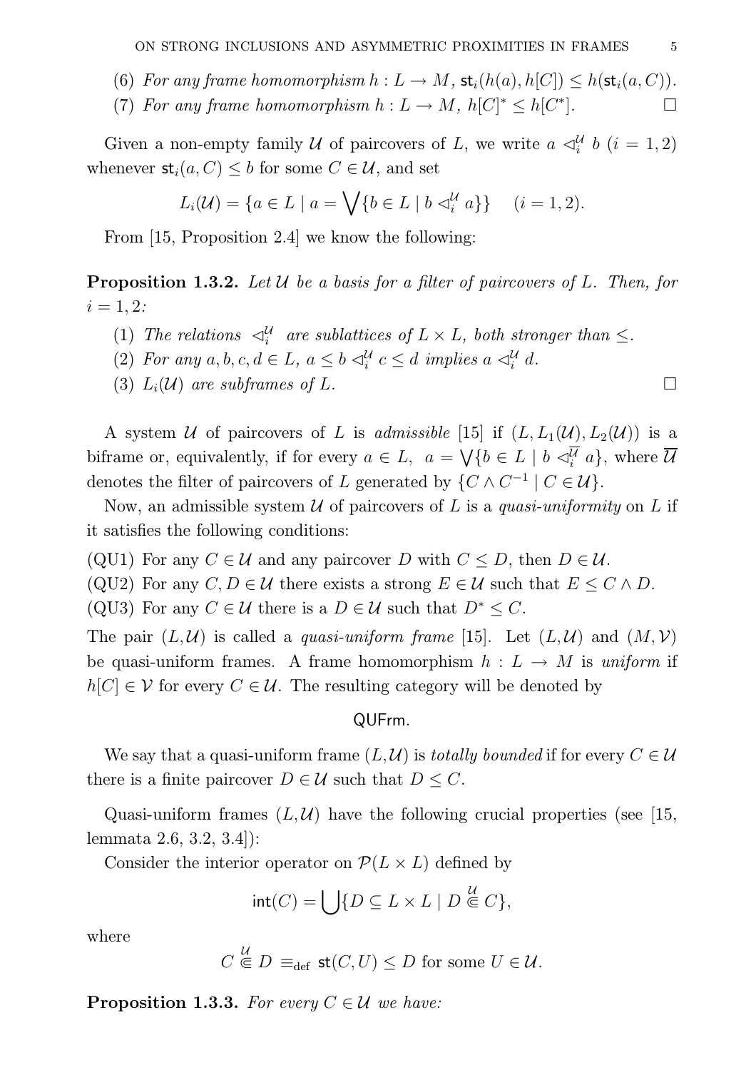(6) *For any frame homomorphism $h : L \to M$, $\mathsf{st}_i(h(a), h[C]) \leq h(\mathsf{st}_i(a, C))$.*

(7) *For any frame homomorphism $h : L \to M$, $h[C]^* \leq h[C^*]$.* $\square$

Given a non-empty family $\mathcal{U}$ of paircovers of $L$, we write $a \lhd_i^{\mathcal{U}} b$ $(i = 1, 2)$ whenever $\mathsf{st}_i(a, C) \leq b$ for some $C \in \mathcal{U}$, and set

$$L_i(\mathcal{U}) = \{a \in L \mid a = \bigvee\{b \in L \mid b \lhd_i^{\mathcal{U}} a\}\} \quad (i = 1, 2).$$

From [15, Proposition 2.4] we know the following:

**Proposition 1.3.2.** *Let $\mathcal{U}$ be a basis for a filter of paircovers of $L$. Then, for $i = 1, 2$:*

(1) *The relations $\lhd_i^{\mathcal{U}}$ are sublattices of $L \times L$, both stronger than $\leq$.*

(2) *For any $a, b, c, d \in L$, $a \leq b \lhd_i^{\mathcal{U}} c \leq d$ implies $a \lhd_i^{\mathcal{U}} d$.*

(3) *$L_i(\mathcal{U})$ are subframes of $L$.* $\square$

A system $\mathcal{U}$ of paircovers of $L$ is *admissible* [15] if $(L, L_1(\mathcal{U}), L_2(\mathcal{U}))$ is a biframe or, equivalently, if for every $a \in L$, $a = \bigvee\{b \in L \mid b \lhd_i^{\overline{\mathcal{U}}} a\}$, where $\overline{\mathcal{U}}$ denotes the filter of paircovers of $L$ generated by $\{C \wedge C^{-1} \mid C \in \mathcal{U}\}$.

Now, an admissible system $\mathcal{U}$ of paircovers of $L$ is a *quasi-uniformity* on $L$ if it satisfies the following conditions:

(QU1) For any $C \in \mathcal{U}$ and any paircover $D$ with $C \leq D$, then $D \in \mathcal{U}$.

(QU2) For any $C, D \in \mathcal{U}$ there exists a strong $E \in \mathcal{U}$ such that $E \leq C \wedge D$.

(QU3) For any $C \in \mathcal{U}$ there is a $D \in \mathcal{U}$ such that $D^* \leq C$.

The pair $(L, \mathcal{U})$ is called a *quasi-uniform frame* [15]. Let $(L, \mathcal{U})$ and $(M, \mathcal{V})$ be quasi-uniform frames. A frame homomorphism $h : L \to M$ is *uniform* if $h[C] \in \mathcal{V}$ for every $C \in \mathcal{U}$. The resulting category will be denoted by

$$\mathsf{QUFrm}.$$

We say that a quasi-uniform frame $(L, \mathcal{U})$ is *totally bounded* if for every $C \in \mathcal{U}$ there is a finite paircover $D \in \mathcal{U}$ such that $D \leq C$.

Quasi-uniform frames $(L, \mathcal{U})$ have the following crucial properties (see [15, lemmata 2.6, 3.2, 3.4]):

Consider the interior operator on $\mathcal{P}(L \times L)$ defined by

$$\mathsf{int}(C) = \bigcup\{D \subseteq L \times L \mid D \overset{\mathcal{U}}{\Subset} C\},$$

where

$$C \overset{\mathcal{U}}{\Subset} D \equiv_{\mathrm{def}} \mathsf{st}(C, U) \leq D \text{ for some } U \in \mathcal{U}.$$

**Proposition 1.3.3.** *For every $C \in \mathcal{U}$ we have:*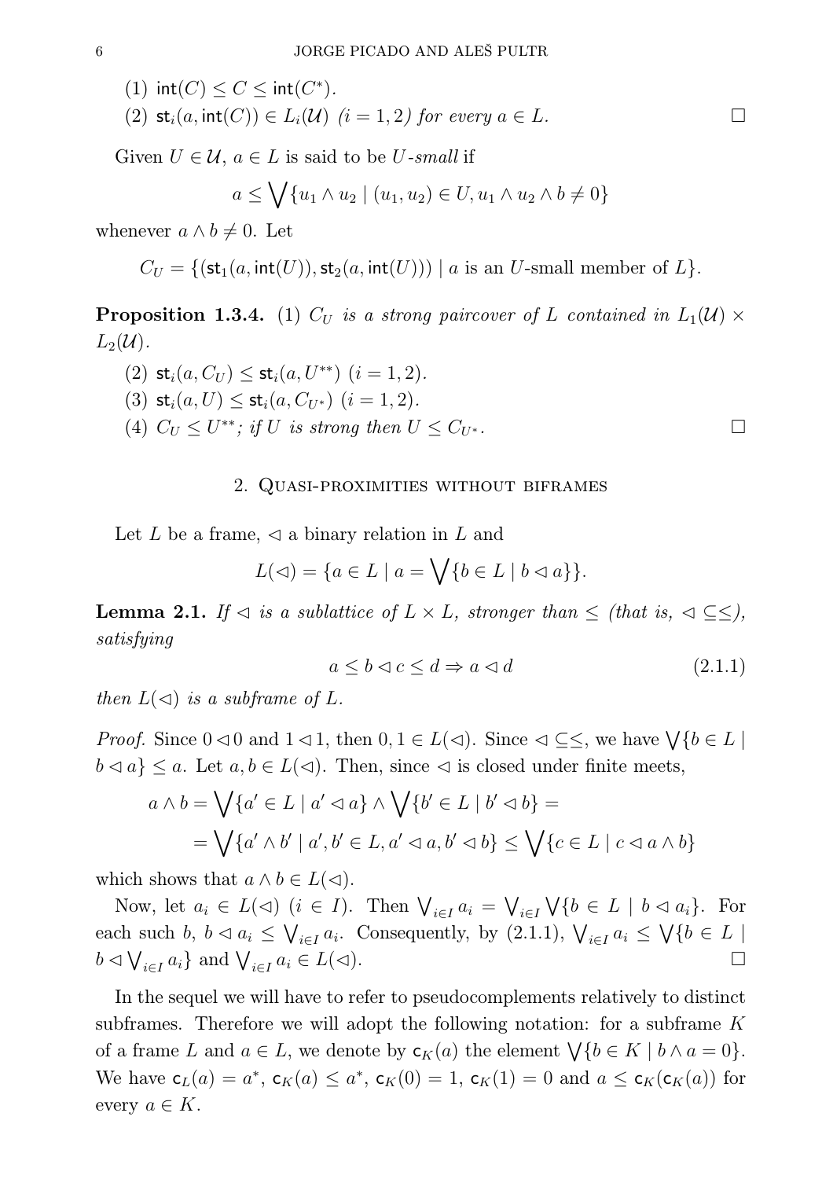(1) $\mathsf{int}(C) \leq C \leq \mathsf{int}(C^*)$.

(2) $\mathsf{st}_i(a, \mathsf{int}(C)) \in L_i(\mathcal{U})$ $(i = 1, 2)$ *for every* $a \in L$. □

Given $U \in \mathcal{U}$, $a \in L$ is said to be *$U$-small* if

$$a \leq \bigvee \{u_1 \wedge u_2 \mid (u_1, u_2) \in U, u_1 \wedge u_2 \wedge b \neq 0\}$$

whenever $a \wedge b \neq 0$. Let

$$C_U = \{(\mathsf{st}_1(a, \mathsf{int}(U)), \mathsf{st}_2(a, \mathsf{int}(U))) \mid a \text{ is an } U\text{-small member of } L\}.$$

**Proposition 1.3.4.** (1) *$C_U$ is a strong paircover of $L$ contained in $L_1(\mathcal{U}) \times L_2(\mathcal{U})$.*

(2) $\mathsf{st}_i(a, C_U) \leq \mathsf{st}_i(a, U^{**})$ $(i = 1, 2)$.

(3) $\mathsf{st}_i(a, U) \leq \mathsf{st}_i(a, C_{U^*})$ $(i = 1, 2)$.

(4) *$C_U \leq U^{**}$; if $U$ is strong then $U \leq C_{U^*}$.* □

## 2. Quasi-proximities without biframes

Let $L$ be a frame, $\lhd$ a binary relation in $L$ and

$$L(\lhd) = \{a \in L \mid a = \bigvee \{b \in L \mid b \lhd a\}\}.$$

**Lemma 2.1.** *If $\lhd$ is a sublattice of $L \times L$, stronger than $\leq$ (that is, $\lhd \subseteq \leq$), satisfying*

$$a \leq b \lhd c \leq d \Rightarrow a \lhd d \tag{2.1.1}$$

*then $L(\lhd)$ is a subframe of $L$.*

*Proof.* Since $0 \lhd 0$ and $1 \lhd 1$, then $0, 1 \in L(\lhd)$. Since $\lhd \subseteq \leq$, we have $\bigvee\{b \in L \mid b \lhd a\} \leq a$. Let $a, b \in L(\lhd)$. Then, since $\lhd$ is closed under finite meets,

$$\begin{aligned} a \wedge b &= \bigvee\{a' \in L \mid a' \lhd a\} \wedge \bigvee\{b' \in L \mid b' \lhd b\} = \\ &= \bigvee\{a' \wedge b' \mid a', b' \in L, a' \lhd a, b' \lhd b\} \leq \bigvee\{c \in L \mid c \lhd a \wedge b\} \end{aligned}$$

which shows that $a \wedge b \in L(\lhd)$.

Now, let $a_i \in L(\lhd)$ $(i \in I)$. Then $\bigvee_{i \in I} a_i = \bigvee_{i \in I} \bigvee\{b \in L \mid b \lhd a_i\}$. For each such $b$, $b \lhd a_i \leq \bigvee_{i \in I} a_i$. Consequently, by (2.1.1), $\bigvee_{i \in I} a_i \leq \bigvee\{b \in L \mid b \lhd \bigvee_{i \in I} a_i\}$ and $\bigvee_{i \in I} a_i \in L(\lhd)$. □

In the sequel we will have to refer to pseudocomplements relatively to distinct subframes. Therefore we will adopt the following notation: for a subframe $K$ of a frame $L$ and $a \in L$, we denote by $\mathsf{c}_K(a)$ the element $\bigvee\{b \in K \mid b \wedge a = 0\}$. We have $\mathsf{c}_L(a) = a^*$, $\mathsf{c}_K(a) \leq a^*$, $\mathsf{c}_K(0) = 1$, $\mathsf{c}_K(1) = 0$ and $a \leq \mathsf{c}_K(\mathsf{c}_K(a))$ for every $a \in K$.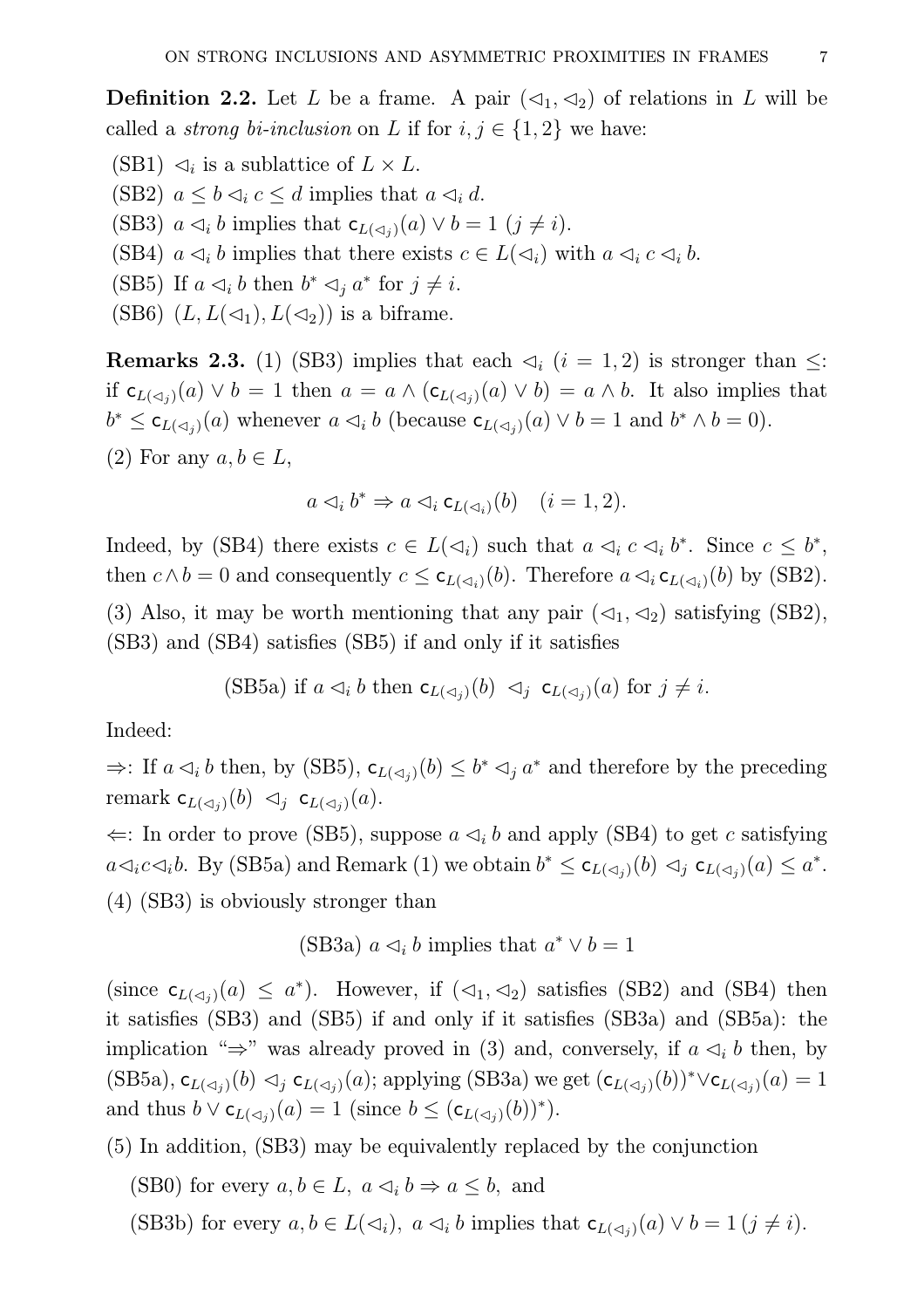**Definition 2.2.** Let $L$ be a frame. A pair $(\lhd_1, \lhd_2)$ of relations in $L$ will be called a *strong bi-inclusion* on $L$ if for $i, j \in \{1, 2\}$ we have:

(SB1) $\lhd_i$ is a sublattice of $L \times L$.

(SB2) $a \le b \lhd_i c \le d$ implies that $a \lhd_i d$.

(SB3) $a \lhd_i b$ implies that $\mathsf{c}_{L(\lhd_j)}(a) \vee b = 1$ $(j \ne i)$.

(SB4) $a \lhd_i b$ implies that there exists $c \in L(\lhd_i)$ with $a \lhd_i c \lhd_i b$.

(SB5) If $a \lhd_i b$ then $b^* \lhd_j a^*$ for $j \ne i$.

(SB6) $(L, L(\lhd_1), L(\lhd_2))$ is a biframe.

**Remarks 2.3.** (1) (SB3) implies that each $\lhd_i$ $(i = 1, 2)$ is stronger than $\le$: if $\mathsf{c}_{L(\lhd_j)}(a) \vee b = 1$ then $a = a \wedge (\mathsf{c}_{L(\lhd_j)}(a) \vee b) = a \wedge b$. It also implies that $b^* \le \mathsf{c}_{L(\lhd_j)}(a)$ whenever $a \lhd_i b$ (because $\mathsf{c}_{L(\lhd_j)}(a) \vee b = 1$ and $b^* \wedge b = 0$).

(2) For any $a, b \in L$,

$$a \lhd_i b^* \Rightarrow a \lhd_i \mathsf{c}_{L(\lhd_i)}(b) \quad (i = 1, 2).$$

Indeed, by (SB4) there exists $c \in L(\lhd_i)$ such that $a \lhd_i c \lhd_i b^*$. Since $c \le b^*$, then $c \wedge b = 0$ and consequently $c \le \mathsf{c}_{L(\lhd_i)}(b)$. Therefore $a \lhd_i \mathsf{c}_{L(\lhd_i)}(b)$ by (SB2).

(3) Also, it may be worth mentioning that any pair $(\lhd_1, \lhd_2)$ satisfying (SB2), (SB3) and (SB4) satisfies (SB5) if and only if it satisfies

$$\text{(SB5a) if } a \lhd_i b \text{ then } \mathsf{c}_{L(\lhd_j)}(b) \ \lhd_j \ \mathsf{c}_{L(\lhd_j)}(a) \text{ for } j \ne i.$$

Indeed:

$\Rightarrow$: If $a \lhd_i b$ then, by (SB5), $\mathsf{c}_{L(\lhd_j)}(b) \le b^* \lhd_j a^*$ and therefore by the preceding remark $\mathsf{c}_{L(\lhd_j)}(b) \ \lhd_j \ \mathsf{c}_{L(\lhd_j)}(a)$.

$\Leftarrow$: In order to prove (SB5), suppose $a \lhd_i b$ and apply (SB4) to get $c$ satisfying $a \lhd_i c \lhd_i b$. By (SB5a) and Remark (1) we obtain $b^* \le \mathsf{c}_{L(\lhd_j)}(b) \lhd_j \mathsf{c}_{L(\lhd_j)}(a) \le a^*$.

(4) (SB3) is obviously stronger than

$$\text{(SB3a) } a \lhd_i b \text{ implies that } a^* \vee b = 1$$

(since $\mathsf{c}_{L(\lhd_j)}(a) \le a^*$). However, if $(\lhd_1, \lhd_2)$ satisfies (SB2) and (SB4) then it satisfies (SB3) and (SB5) if and only if it satisfies (SB3a) and (SB5a): the implication "$\Rightarrow$" was already proved in (3) and, conversely, if $a \lhd_i b$ then, by (SB5a), $\mathsf{c}_{L(\lhd_j)}(b) \lhd_j \mathsf{c}_{L(\lhd_j)}(a)$; applying (SB3a) we get $(\mathsf{c}_{L(\lhd_j)}(b))^* \vee \mathsf{c}_{L(\lhd_j)}(a) = 1$ and thus $b \vee \mathsf{c}_{L(\lhd_j)}(a) = 1$ (since $b \le (\mathsf{c}_{L(\lhd_j)}(b))^*$).

(5) In addition, (SB3) may be equivalently replaced by the conjunction

(SB0) for every $a, b \in L$, $a \lhd_i b \Rightarrow a \le b$, and

(SB3b) for every $a, b \in L(\lhd_i)$, $a \lhd_i b$ implies that $\mathsf{c}_{L(\lhd_j)}(a) \vee b = 1$ $(j \ne i)$.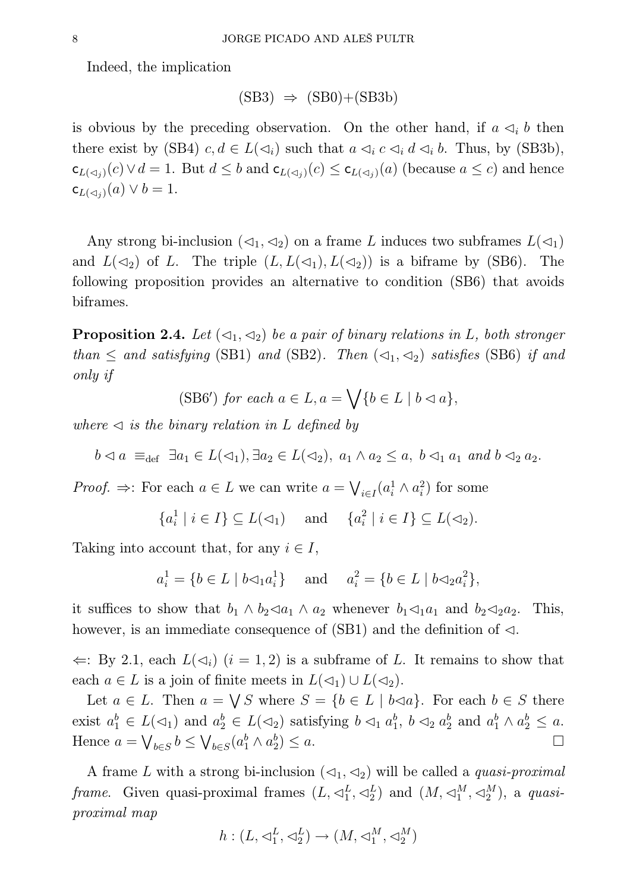Indeed, the implication

$$\text{(SB3)} \;\Rightarrow\; \text{(SB0)+(SB3b)}$$

is obvious by the preceding observation. On the other hand, if $a \lhd_i b$ then there exist by (SB4) $c, d \in L(\lhd_i)$ such that $a \lhd_i c \lhd_i d \lhd_i b$. Thus, by (SB3b), $\mathsf{c}_{L(\lhd_j)}(c) \vee d = 1$. But $d \le b$ and $\mathsf{c}_{L(\lhd_j)}(c) \le \mathsf{c}_{L(\lhd_j)}(a)$ (because $a \le c$) and hence $\mathsf{c}_{L(\lhd_j)}(a) \vee b = 1$.

Any strong bi-inclusion $(\lhd_1, \lhd_2)$ on a frame $L$ induces two subframes $L(\lhd_1)$ and $L(\lhd_2)$ of $L$. The triple $(L, L(\lhd_1), L(\lhd_2))$ is a biframe by (SB6). The following proposition provides an alternative to condition (SB6) that avoids biframes.

**Proposition 2.4.** *Let $(\lhd_1, \lhd_2)$ be a pair of binary relations in $L$, both stronger than $\le$ and satisfying* (SB1) *and* (SB2). *Then $(\lhd_1, \lhd_2)$ satisfies* (SB6) *if and only if*

$$\text{(SB6}'\text{)} \text{ for each } a \in L, a = \bigvee\{b \in L \mid b \lhd a\},$$

*where $\lhd$ is the binary relation in $L$ defined by*

$$b \lhd a \;\equiv_{\text{def}}\; \exists a_1 \in L(\lhd_1), \exists a_2 \in L(\lhd_2),\; a_1 \wedge a_2 \le a,\; b \lhd_1 a_1 \text{ and } b \lhd_2 a_2.$$

*Proof.* $\Rightarrow$: For each $a \in L$ we can write $a = \bigvee_{i \in I}(a_i^1 \wedge a_i^2)$ for some

$$\{a_i^1 \mid i \in I\} \subseteq L(\lhd_1) \quad \text{and} \quad \{a_i^2 \mid i \in I\} \subseteq L(\lhd_2).$$

Taking into account that, for any $i \in I$,

$$a_i^1 = \{b \in L \mid b \lhd_1 a_i^1\} \quad \text{and} \quad a_i^2 = \{b \in L \mid b \lhd_2 a_i^2\},$$

it suffices to show that $b_1 \wedge b_2 \lhd a_1 \wedge a_2$ whenever $b_1 \lhd_1 a_1$ and $b_2 \lhd_2 a_2$. This, however, is an immediate consequence of (SB1) and the definition of $\lhd$.

$\Leftarrow$: By 2.1, each $L(\lhd_i)$ $(i = 1, 2)$ is a subframe of $L$. It remains to show that each $a \in L$ is a join of finite meets in $L(\lhd_1) \cup L(\lhd_2)$.

Let $a \in L$. Then $a = \bigvee S$ where $S = \{b \in L \mid b \lhd a\}$. For each $b \in S$ there exist $a_1^b \in L(\lhd_1)$ and $a_2^b \in L(\lhd_2)$ satisfying $b \lhd_1 a_1^b$, $b \lhd_2 a_2^b$ and $a_1^b \wedge a_2^b \le a$. Hence $a = \bigvee_{b \in S} b \le \bigvee_{b \in S}(a_1^b \wedge a_2^b) \le a$. $\square$

A frame $L$ with a strong bi-inclusion $(\lhd_1, \lhd_2)$ will be called a *quasi-proximal frame*. Given quasi-proximal frames $(L, \lhd_1^L, \lhd_2^L)$ and $(M, \lhd_1^M, \lhd_2^M)$, a *quasi-proximal map*

$$h : (L, \lhd_1^L, \lhd_2^L) \to (M, \lhd_1^M, \lhd_2^M)$$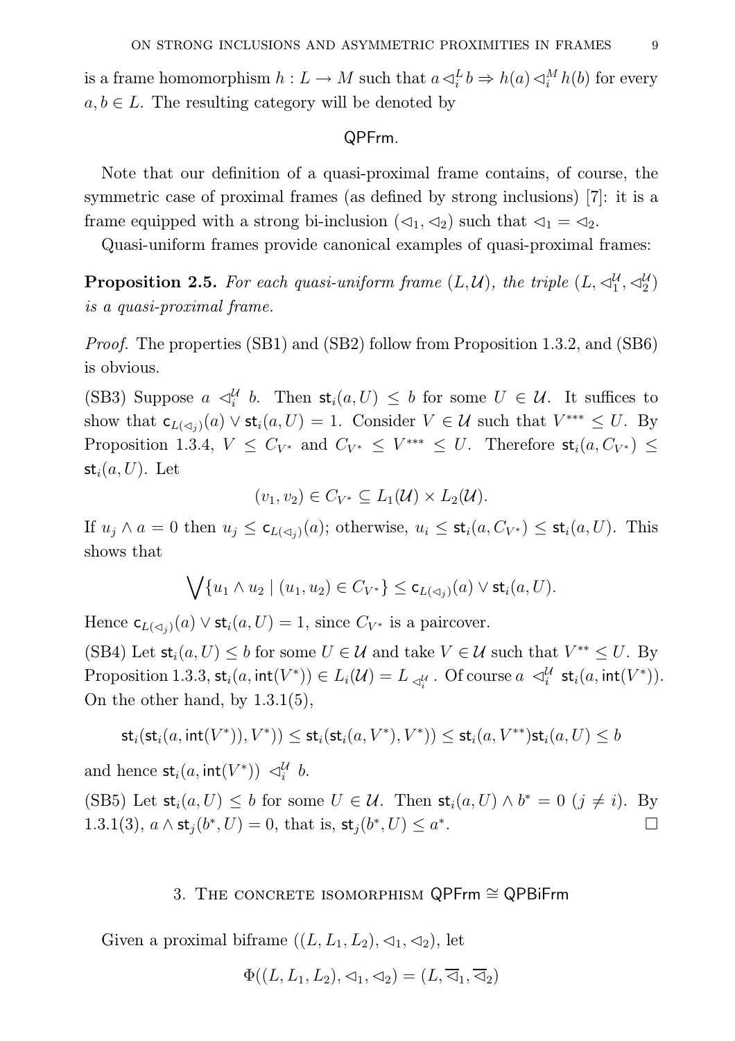is a frame homomorphism $h : L \to M$ such that $a \lhd_i^L b \Rightarrow h(a) \lhd_i^M h(b)$ for every $a, b \in L$. The resulting category will be denoted by

$$\mathsf{QPFrm}.$$

Note that our definition of a quasi-proximal frame contains, of course, the symmetric case of proximal frames (as defined by strong inclusions) [7]: it is a frame equipped with a strong bi-inclusion $(\lhd_1, \lhd_2)$ such that $\lhd_1 = \lhd_2$.

Quasi-uniform frames provide canonical examples of quasi-proximal frames:

**Proposition 2.5.** *For each quasi-uniform frame $(L, \mathcal{U})$, the triple $(L, \lhd_1^{\mathcal{U}}, \lhd_2^{\mathcal{U}})$ is a quasi-proximal frame.*

*Proof.* The properties (SB1) and (SB2) follow from Proposition 1.3.2, and (SB6) is obvious.

(SB3) Suppose $a \lhd_i^{\mathcal{U}} b$. Then $\mathsf{st}_i(a, U) \leq b$ for some $U \in \mathcal{U}$. It suffices to show that $\mathsf{c}_{L(\lhd_j)}(a) \vee \mathsf{st}_i(a, U) = 1$. Consider $V \in \mathcal{U}$ such that $V^{***} \leq U$. By Proposition 1.3.4, $V \leq C_{V^*}$ and $C_{V^*} \leq V^{***} \leq U$. Therefore $\mathsf{st}_i(a, C_{V^*}) \leq \mathsf{st}_i(a, U)$. Let

$$(v_1, v_2) \in C_{V^*} \subseteq L_1(\mathcal{U}) \times L_2(\mathcal{U}).$$

If $u_j \wedge a = 0$ then $u_j \leq \mathsf{c}_{L(\lhd_j)}(a)$; otherwise, $u_i \leq \mathsf{st}_i(a, C_{V^*}) \leq \mathsf{st}_i(a, U)$. This shows that

$$\bigvee \{u_1 \wedge u_2 \mid (u_1, u_2) \in C_{V^*}\} \leq \mathsf{c}_{L(\lhd_j)}(a) \vee \mathsf{st}_i(a, U).$$

Hence $\mathsf{c}_{L(\lhd_j)}(a) \vee \mathsf{st}_i(a, U) = 1$, since $C_{V^*}$ is a paircover.

(SB4) Let $\mathsf{st}_i(a, U) \leq b$ for some $U \in \mathcal{U}$ and take $V \in \mathcal{U}$ such that $V^{**} \leq U$. By Proposition 1.3.3, $\mathsf{st}_i(a, \mathsf{int}(V^*)) \in L_i(\mathcal{U}) = L_{\lhd_i^{\mathcal{U}}}$. Of course $a \lhd_i^{\mathcal{U}} \mathsf{st}_i(a, \mathsf{int}(V^*))$. On the other hand, by 1.3.1(5),

$$\mathsf{st}_i(\mathsf{st}_i(a, \mathsf{int}(V^*)), V^*)) \leq \mathsf{st}_i(\mathsf{st}_i(a, V^*), V^*)) \leq \mathsf{st}_i(a, V^{**})\mathsf{st}_i(a, U) \leq b$$

and hence $\mathsf{st}_i(a, \mathsf{int}(V^*)) \lhd_i^{\mathcal{U}} b$.

(SB5) Let $\mathsf{st}_i(a, U) \leq b$ for some $U \in \mathcal{U}$. Then $\mathsf{st}_i(a, U) \wedge b^* = 0$ $(j \neq i)$. By 1.3.1(3), $a \wedge \mathsf{st}_j(b^*, U) = 0$, that is, $\mathsf{st}_j(b^*, U) \leq a^*$. $\square$

## 3. The concrete isomorphism $\mathsf{QPFrm} \cong \mathsf{QPBiFrm}$

Given a proximal biframe $((L, L_1, L_2), \lhd_1, \lhd_2)$, let

$$\Phi((L, L_1, L_2), \lhd_1, \lhd_2) = (L, \overline{\lhd}_1, \overline{\lhd}_2)$$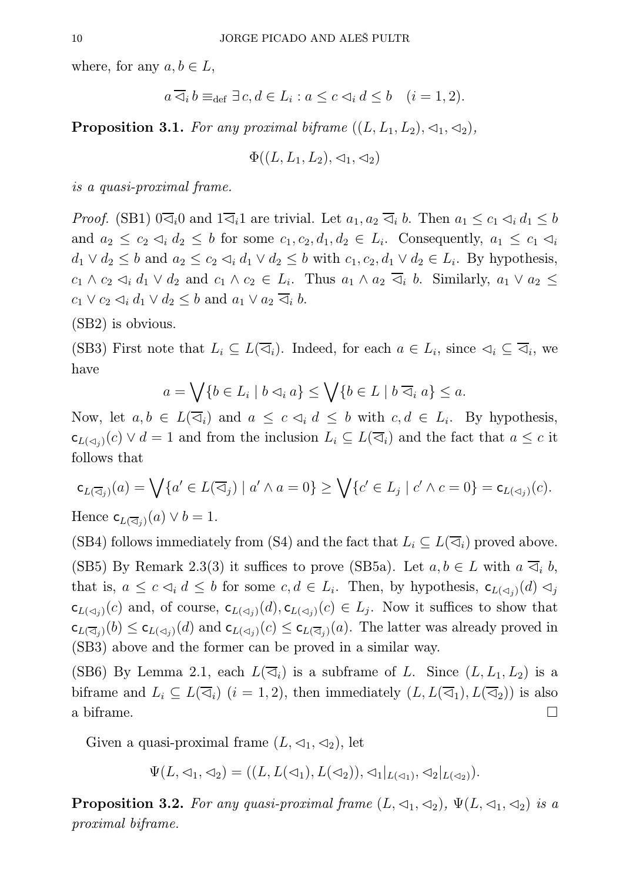where, for any $a, b \in L$,

$$a \overline{\lhd}_i\, b \equiv_{\text{def}} \exists\, c, d \in L_i : a \leq c \lhd_i d \leq b \quad (i = 1, 2).$$

**Proposition 3.1.** *For any proximal biframe $((L, L_1, L_2), \lhd_1, \lhd_2)$,*

$$\Phi((L, L_1, L_2), \lhd_1, \lhd_2)$$

*is a quasi-proximal frame.*

*Proof.* (SB1) $0 \overline{\lhd}_i 0$ and $1 \overline{\lhd}_i 1$ are trivial. Let $a_1, a_2 \overline{\lhd}_i\, b$. Then $a_1 \leq c_1 \lhd_i d_1 \leq b$ and $a_2 \leq c_2 \lhd_i d_2 \leq b$ for some $c_1, c_2, d_1, d_2 \in L_i$. Consequently, $a_1 \leq c_1 \lhd_i d_1 \vee d_2 \leq b$ and $a_2 \leq c_2 \lhd_i d_1 \vee d_2 \leq b$ with $c_1, c_2, d_1 \vee d_2 \in L_i$. By hypothesis, $c_1 \wedge c_2 \lhd_i d_1 \vee d_2$ and $c_1 \wedge c_2 \in L_i$. Thus $a_1 \wedge a_2 \overline{\lhd}_i\, b$. Similarly, $a_1 \vee a_2 \leq c_1 \vee c_2 \lhd_i d_1 \vee d_2 \leq b$ and $a_1 \vee a_2 \overline{\lhd}_i\, b$.

(SB2) is obvious.

(SB3) First note that $L_i \subseteq L(\overline{\lhd}_i)$. Indeed, for each $a \in L_i$, since $\lhd_i \subseteq \overline{\lhd}_i$, we have

$$a = \bigvee \{b \in L_i \mid b \lhd_i a\} \leq \bigvee \{b \in L \mid b \overline{\lhd}_i\, a\} \leq a.$$

Now, let $a, b \in L(\overline{\lhd}_i)$ and $a \leq c \lhd_i d \leq b$ with $c, d \in L_i$. By hypothesis, $\mathsf{c}_{L(\lhd_j)}(c) \vee d = 1$ and from the inclusion $L_i \subseteq L(\overline{\lhd}_i)$ and the fact that $a \leq c$ it follows that

$$\mathsf{c}_{L(\overline{\lhd}_j)}(a) = \bigvee \{a' \in L(\overline{\lhd}_j) \mid a' \wedge a = 0\} \geq \bigvee \{c' \in L_j \mid c' \wedge c = 0\} = \mathsf{c}_{L(\lhd_j)}(c).$$

Hence $\mathsf{c}_{L(\overline{\lhd}_j)}(a) \vee b = 1$.

(SB4) follows immediately from (S4) and the fact that $L_i \subseteq L(\overline{\lhd}_i)$ proved above.

(SB5) By Remark 2.3(3) it suffices to prove (SB5a). Let $a, b \in L$ with $a \overline{\lhd}_i\, b$, that is, $a \leq c \lhd_i d \leq b$ for some $c, d \in L_i$. Then, by hypothesis, $\mathsf{c}_{L(\lhd_j)}(d) \lhd_j \mathsf{c}_{L(\lhd_j)}(c)$ and, of course, $\mathsf{c}_{L(\lhd_j)}(d), \mathsf{c}_{L(\lhd_j)}(c) \in L_j$. Now it suffices to show that $\mathsf{c}_{L(\overline{\lhd}_j)}(b) \leq \mathsf{c}_{L(\lhd_j)}(d)$ and $\mathsf{c}_{L(\lhd_j)}(c) \leq \mathsf{c}_{L(\overline{\lhd}_j)}(a)$. The latter was already proved in (SB3) above and the former can be proved in a similar way.

(SB6) By Lemma 2.1, each $L(\overline{\lhd}_i)$ is a subframe of $L$. Since $(L, L_1, L_2)$ is a biframe and $L_i \subseteq L(\overline{\lhd}_i)$ $(i = 1, 2)$, then immediately $(L, L(\overline{\lhd}_1), L(\overline{\lhd}_2))$ is also a biframe. $\square$

Given a quasi-proximal frame $(L, \lhd_1, \lhd_2)$, let

$$\Psi(L, \lhd_1, \lhd_2) = ((L, L(\lhd_1), L(\lhd_2)), \lhd_1|_{L(\lhd_1)}, \lhd_2|_{L(\lhd_2)}).$$

**Proposition 3.2.** *For any quasi-proximal frame $(L, \lhd_1, \lhd_2)$, $\Psi(L, \lhd_1, \lhd_2)$ is a proximal biframe.*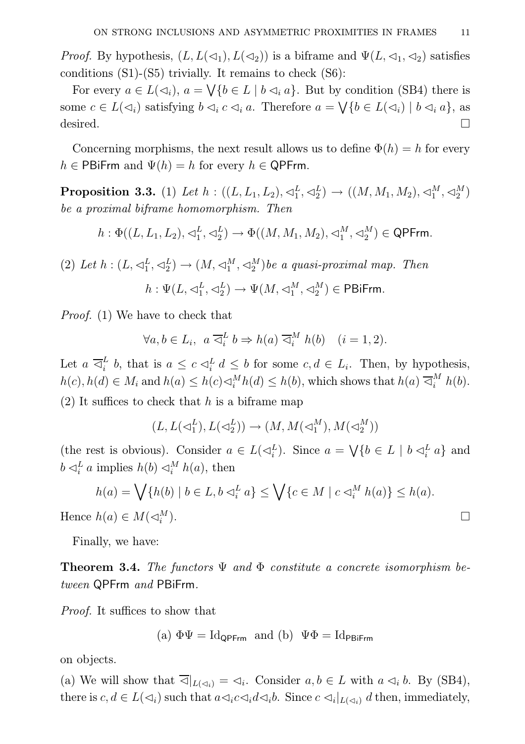*Proof.* By hypothesis, $(L, L(\lhd_1), L(\lhd_2))$ is a biframe and $\Psi(L, \lhd_1, \lhd_2)$ satisfies conditions (S1)-(S5) trivially. It remains to check (S6):

For every $a \in L(\lhd_i)$, $a = \bigvee\{b \in L \mid b \lhd_i a\}$. But by condition (SB4) there is some $c \in L(\lhd_i)$ satisfying $b \lhd_i c \lhd_i a$. Therefore $a = \bigvee\{b \in L(\lhd_i) \mid b \lhd_i a\}$, as desired. $\square$

Concerning morphisms, the next result allows us to define $\Phi(h) = h$ for every $h \in \mathsf{PBiFrm}$ and $\Psi(h) = h$ for every $h \in \mathsf{QPFrm}$.

**Proposition 3.3.** (1) *Let $h : ((L, L_1, L_2), \lhd_1^L, \lhd_2^L) \to ((M, M_1, M_2), \lhd_1^M, \lhd_2^M)$ be a proximal biframe homomorphism. Then*

$$h : \Phi((L, L_1, L_2), \lhd_1^L, \lhd_2^L) \to \Phi((M, M_1, M_2), \lhd_1^M, \lhd_2^M) \in \mathsf{QPFrm}.$$

(2) *Let $h : (L, \lhd_1^L, \lhd_2^L) \to (M, \lhd_1^M, \lhd_2^M)$ be a quasi-proximal map. Then*

$$h : \Psi(L, \lhd_1^L, \lhd_2^L) \to \Psi(M, \lhd_1^M, \lhd_2^M) \in \mathsf{PBiFrm}.$$

*Proof.* (1) We have to check that

$$\forall a, b \in L_i, \;\; a \,\overline{\lhd}_i^L\, b \Rightarrow h(a) \,\overline{\lhd}_i^M\, h(b) \quad (i = 1, 2).$$

Let $a \,\overline{\lhd}_i^L\, b$, that is $a \leq c \lhd_i^L d \leq b$ for some $c, d \in L_i$. Then, by hypothesis, $h(c), h(d) \in M_i$ and $h(a) \leq h(c) \lhd_i^M h(d) \leq h(b)$, which shows that $h(a) \,\overline{\lhd}_i^M\, h(b)$.

(2) It suffices to check that $h$ is a biframe map

$$(L, L(\lhd_1^L), L(\lhd_2^L)) \to (M, M(\lhd_1^M), M(\lhd_2^M))$$

(the rest is obvious). Consider $a \in L(\lhd_i^L)$. Since $a = \bigvee\{b \in L \mid b \lhd_i^L a\}$ and $b \lhd_i^L a$ implies $h(b) \lhd_i^M h(a)$, then

$$h(a) = \bigvee\{h(b) \mid b \in L, b \lhd_i^L a\} \leq \bigvee\{c \in M \mid c \lhd_i^M h(a)\} \leq h(a).$$

Hence $h(a) \in M(\lhd_i^M)$. $\square$

Finally, we have:

**Theorem 3.4.** *The functors $\Psi$ and $\Phi$ constitute a concrete isomorphism between* $\mathsf{QPFrm}$ *and* $\mathsf{PBiFrm}$.

*Proof.* It suffices to show that

$$\text{(a) } \Phi\Psi = \mathrm{Id}_{\mathsf{QPFrm}} \;\text{ and (b) }\; \Psi\Phi = \mathrm{Id}_{\mathsf{PBiFrm}}$$

on objects.

(a) We will show that $\overline{\lhd}|_{L(\lhd_i)} = \lhd_i$. Consider $a, b \in L$ with $a \lhd_i b$. By (SB4), there is $c, d \in L(\lhd_i)$ such that $a \lhd_i c \lhd_i d \lhd_i b$. Since $c \lhd_i|_{L(\lhd_i)} d$ then, immediately,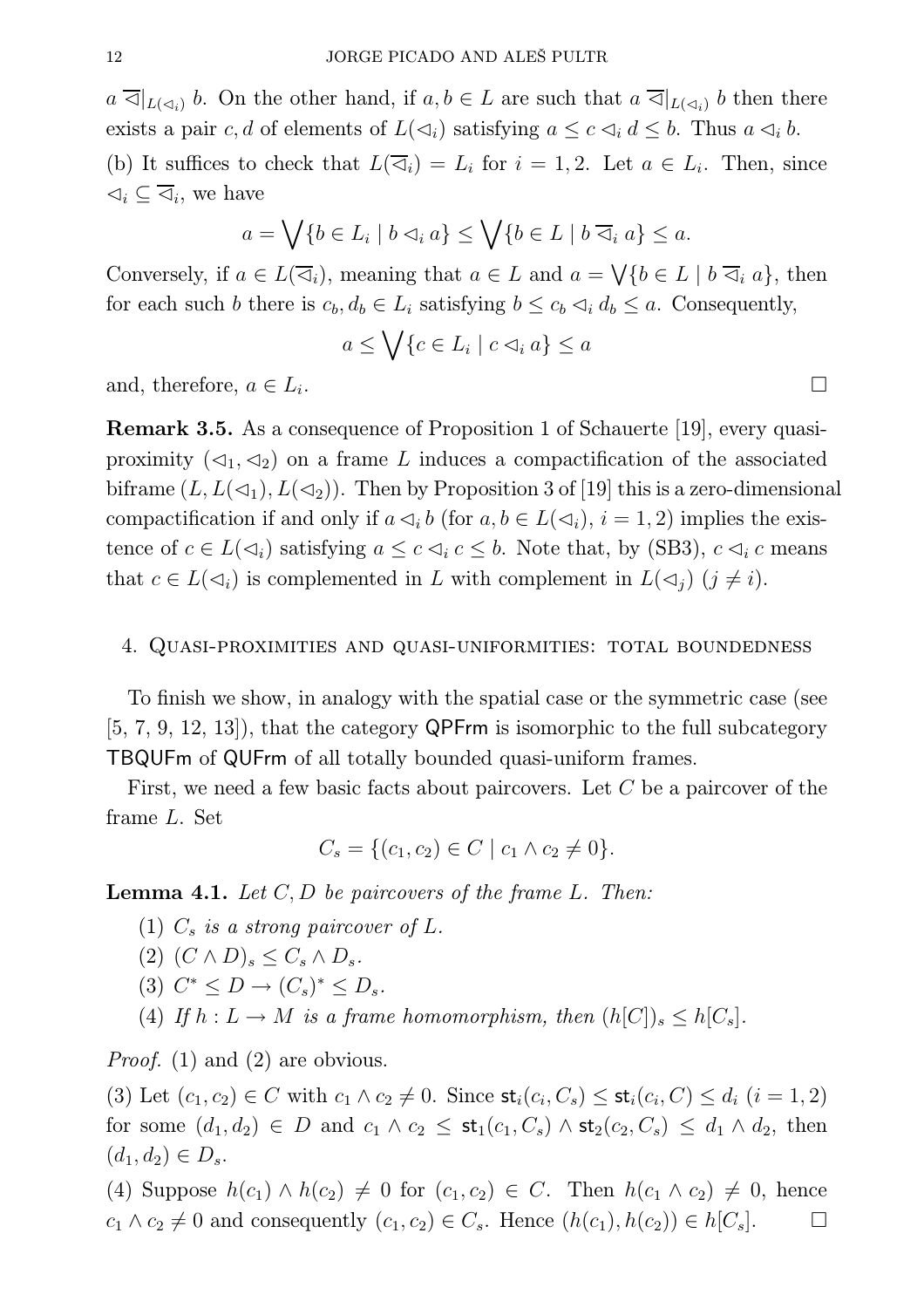$a \mathrel{\overline{\lhd}}|_{L(\lhd_i)}\, b$. On the other hand, if $a, b \in L$ are such that $a \mathrel{\overline{\lhd}}|_{L(\lhd_i)}\, b$ then there exists a pair $c, d$ of elements of $L(\lhd_i)$ satisfying $a \leq c \lhd_i d \leq b$. Thus $a \lhd_i b$.

(b) It suffices to check that $L(\overline{\lhd}_i) = L_i$ for $i = 1, 2$. Let $a \in L_i$. Then, since $\lhd_i \subseteq \overline{\lhd}_i$, we have

$$a = \bigvee\{b \in L_i \mid b \lhd_i a\} \leq \bigvee\{b \in L \mid b \mathrel{\overline{\lhd}_i} a\} \leq a.$$

Conversely, if $a \in L(\overline{\lhd}_i)$, meaning that $a \in L$ and $a = \bigvee\{b \in L \mid b \mathrel{\overline{\lhd}_i} a\}$, then for each such $b$ there is $c_b, d_b \in L_i$ satisfying $b \leq c_b \lhd_i d_b \leq a$. Consequently,

$$a \leq \bigvee\{c \in L_i \mid c \lhd_i a\} \leq a$$

and, therefore, $a \in L_i$. $\square$

**Remark 3.5.** As a consequence of Proposition 1 of Schauerte [19], every quasi-proximity $(\lhd_1, \lhd_2)$ on a frame $L$ induces a compactification of the associated biframe $(L, L(\lhd_1), L(\lhd_2))$. Then by Proposition 3 of [19] this is a zero-dimensional compactification if and only if $a \lhd_i b$ (for $a, b \in L(\lhd_i)$, $i = 1, 2$) implies the existence of $c \in L(\lhd_i)$ satisfying $a \leq c \lhd_i c \leq b$. Note that, by (SB3), $c \lhd_i c$ means that $c \in L(\lhd_i)$ is complemented in $L$ with complement in $L(\lhd_j)$ ($j \neq i$).

## 4. Quasi-proximities and quasi-uniformities: total boundedness

To finish we show, in analogy with the spatial case or the symmetric case (see [5, 7, 9, 12, 13]), that the category $\mathsf{QPFrm}$ is isomorphic to the full subcategory $\mathsf{TBQUFm}$ of $\mathsf{QUFrm}$ of all totally bounded quasi-uniform frames.

First, we need a few basic facts about paircovers. Let $C$ be a paircover of the frame $L$. Set

$$C_s = \{(c_1, c_2) \in C \mid c_1 \wedge c_2 \neq 0\}.$$

**Lemma 4.1.** *Let $C, D$ be paircovers of the frame $L$. Then:*

1. *$C_s$ is a strong paircover of $L$.*
2. *$(C \wedge D)_s \leq C_s \wedge D_s$.*
3. *$C^* \leq D \to (C_s)^* \leq D_s$.*
4. *If $h : L \to M$ is a frame homomorphism, then $(h[C])_s \leq h[C_s]$.*

*Proof.* (1) and (2) are obvious.

(3) Let $(c_1, c_2) \in C$ with $c_1 \wedge c_2 \neq 0$. Since $\mathsf{st}_i(c_i, C_s) \leq \mathsf{st}_i(c_i, C) \leq d_i$ $(i = 1, 2)$ for some $(d_1, d_2) \in D$ and $c_1 \wedge c_2 \leq \mathsf{st}_1(c_1, C_s) \wedge \mathsf{st}_2(c_2, C_s) \leq d_1 \wedge d_2$, then $(d_1, d_2) \in D_s$.

(4) Suppose $h(c_1) \wedge h(c_2) \neq 0$ for $(c_1, c_2) \in C$. Then $h(c_1 \wedge c_2) \neq 0$, hence $c_1 \wedge c_2 \neq 0$ and consequently $(c_1, c_2) \in C_s$. Hence $(h(c_1), h(c_2)) \in h[C_s]$. $\square$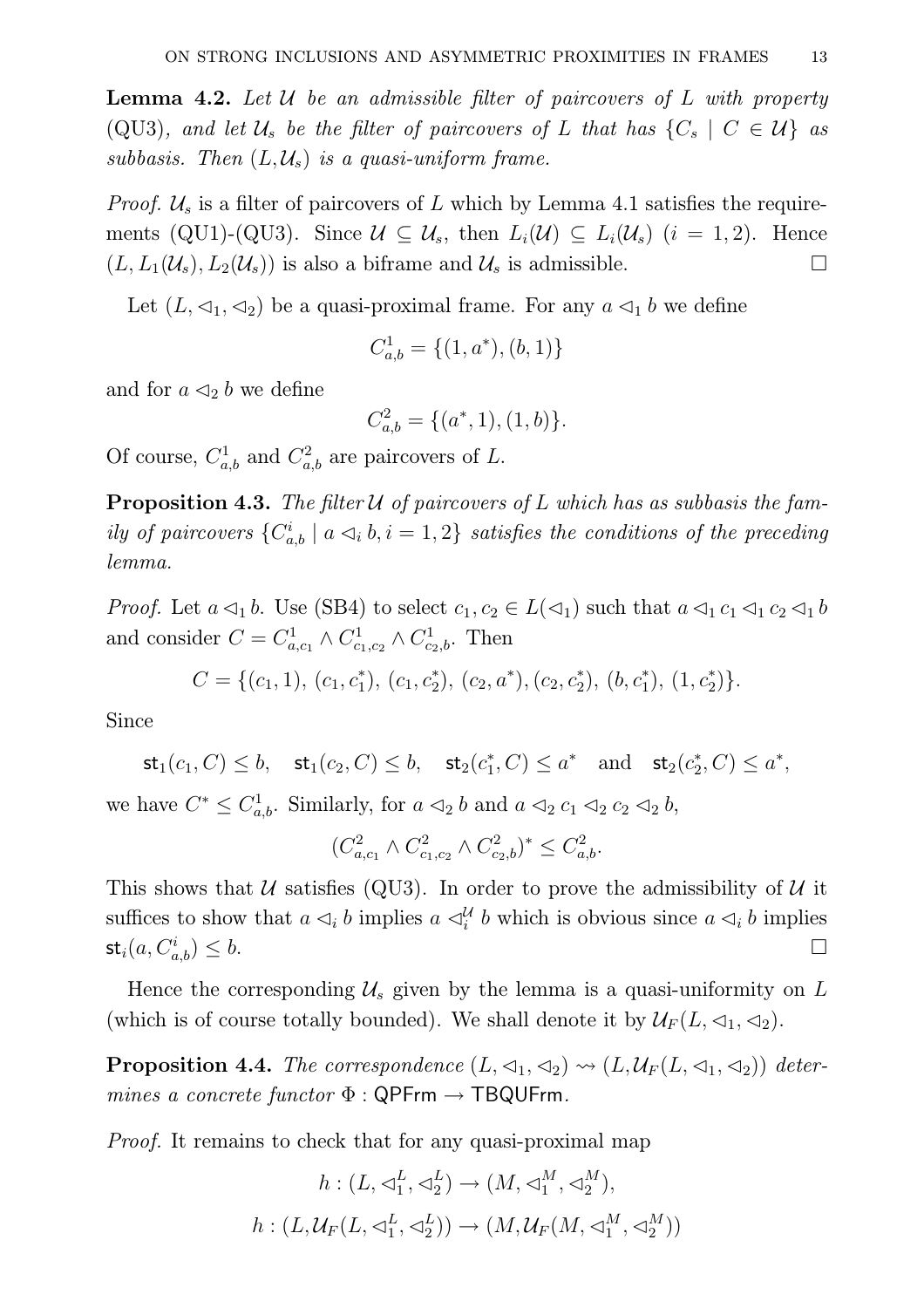**Lemma 4.2.** *Let $\mathcal{U}$ be an admissible filter of paircovers of $L$ with property* (QU3)*, and let $\mathcal{U}_s$ be the filter of paircovers of $L$ that has $\{C_s \mid C \in \mathcal{U}\}$ as subbasis. Then $(L, \mathcal{U}_s)$ is a quasi-uniform frame.*

*Proof.* $\mathcal{U}_s$ is a filter of paircovers of $L$ which by Lemma 4.1 satisfies the requirements (QU1)-(QU3). Since $\mathcal{U} \subseteq \mathcal{U}_s$, then $L_i(\mathcal{U}) \subseteq L_i(\mathcal{U}_s)$ $(i = 1, 2)$. Hence $(L, L_1(\mathcal{U}_s), L_2(\mathcal{U}_s))$ is also a biframe and $\mathcal{U}_s$ is admissible. $\square$

Let $(L, \lhd_1, \lhd_2)$ be a quasi-proximal frame. For any $a \lhd_1 b$ we define

$$C^1_{a,b} = \{(1, a^*), (b, 1)\}$$

and for $a \lhd_2 b$ we define

$$C^2_{a,b} = \{(a^*, 1), (1, b)\}.$$

Of course, $C^1_{a,b}$ and $C^2_{a,b}$ are paircovers of $L$.

**Proposition 4.3.** *The filter $\mathcal{U}$ of paircovers of $L$ which has as subbasis the family of paircovers $\{C^i_{a,b} \mid a \lhd_i b, i = 1, 2\}$ satisfies the conditions of the preceding lemma.*

*Proof.* Let $a \lhd_1 b$. Use (SB4) to select $c_1, c_2 \in L(\lhd_1)$ such that $a \lhd_1 c_1 \lhd_1 c_2 \lhd_1 b$ and consider $C = C^1_{a,c_1} \wedge C^1_{c_1,c_2} \wedge C^1_{c_2,b}$. Then

$$C = \{(c_1, 1), (c_1, c_1^*), (c_1, c_2^*), (c_2, a^*), (c_2, c_2^*), (b, c_1^*), (1, c_2^*)\}.$$

Since

$$\mathsf{st}_1(c_1, C) \leq b, \quad \mathsf{st}_1(c_2, C) \leq b, \quad \mathsf{st}_2(c_1^*, C) \leq a^* \quad \text{and} \quad \mathsf{st}_2(c_2^*, C) \leq a^*,$$

we have $C^* \leq C^1_{a,b}$. Similarly, for $a \lhd_2 b$ and $a \lhd_2 c_1 \lhd_2 c_2 \lhd_2 b$,

$$(C^2_{a,c_1} \wedge C^2_{c_1,c_2} \wedge C^2_{c_2,b})^* \leq C^2_{a,b}.$$

This shows that $\mathcal{U}$ satisfies (QU3). In order to prove the admissibility of $\mathcal{U}$ it suffices to show that $a \lhd_i b$ implies $a \lhd_i^{\mathcal{U}} b$ which is obvious since $a \lhd_i b$ implies $\mathsf{st}_i(a, C^i_{a,b}) \leq b$. $\square$

Hence the corresponding $\mathcal{U}_s$ given by the lemma is a quasi-uniformity on $L$ (which is of course totally bounded). We shall denote it by $\mathcal{U}_F(L, \lhd_1, \lhd_2)$.

**Proposition 4.4.** *The correspondence $(L, \lhd_1, \lhd_2) \rightsquigarrow (L, \mathcal{U}_F(L, \lhd_1, \lhd_2))$ determines a concrete functor $\Phi : \mathsf{QPFrm} \to \mathsf{TBQUFrm}$.*

*Proof.* It remains to check that for any quasi-proximal map

$$h : (L, \lhd_1^L, \lhd_2^L) \to (M, \lhd_1^M, \lhd_2^M),$$

$$h : (L, \mathcal{U}_F(L, \lhd_1^L, \lhd_2^L)) \to (M, \mathcal{U}_F(M, \lhd_1^M, \lhd_2^M))$$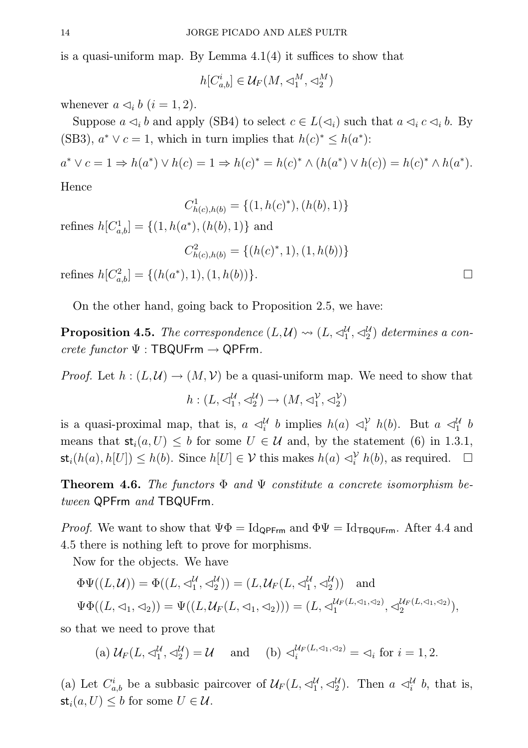is a quasi-uniform map. By Lemma 4.1(4) it suffices to show that

$$h[C^i_{a,b}] \in \mathcal{U}_F(M, \lhd_1^M, \lhd_2^M)$$

whenever $a \lhd_i b$ $(i = 1, 2)$.

Suppose $a \lhd_i b$ and apply (SB4) to select $c \in L(\lhd_i)$ such that $a \lhd_i c \lhd_i b$. By (SB3), $a^* \vee c = 1$, which in turn implies that $h(c)^* \leq h(a^*)$:

$$a^* \vee c = 1 \Rightarrow h(a^*) \vee h(c) = 1 \Rightarrow h(c)^* = h(c)^* \wedge (h(a^*) \vee h(c)) = h(c)^* \wedge h(a^*).$$

Hence

$$C^1_{h(c),h(b)} = \{(1, h(c)^*), (h(b), 1)\}$$

refines $h[C^1_{a,b}] = \{(1, h(a^*), (h(b), 1)\}$ and

$$C^2_{h(c),h(b)} = \{(h(c)^*, 1), (1, h(b))\}$$

refines $h[C^2_{a,b}] = \{(h(a^*), 1), (1, h(b))\}$. □

On the other hand, going back to Proposition 2.5, we have:

**Proposition 4.5.** *The correspondence $(L, \mathcal{U}) \rightsquigarrow (L, \lhd_1^{\mathcal{U}}, \lhd_2^{\mathcal{U}})$ determines a concrete functor $\Psi : \mathsf{TBQUFrm} \to \mathsf{QPFrm}$.*

*Proof.* Let $h : (L, \mathcal{U}) \to (M, \mathcal{V})$ be a quasi-uniform map. We need to show that

$$h : (L, \lhd_1^{\mathcal{U}}, \lhd_2^{\mathcal{U}}) \to (M, \lhd_1^{\mathcal{V}}, \lhd_2^{\mathcal{V}})$$

is a quasi-proximal map, that is, $a \lhd_i^{\mathcal{U}} b$ implies $h(a) \lhd_i^{\mathcal{V}} h(b)$. But $a \lhd_1^{\mathcal{U}} b$ means that $\mathsf{st}_i(a, U) \leq b$ for some $U \in \mathcal{U}$ and, by the statement (6) in 1.3.1, $\mathsf{st}_i(h(a), h[U]) \leq h(b)$. Since $h[U] \in \mathcal{V}$ this makes $h(a) \lhd_i^{\mathcal{V}} h(b)$, as required. □

**Theorem 4.6.** *The functors $\Phi$ and $\Psi$ constitute a concrete isomorphism between* $\mathsf{QPFrm}$ *and* $\mathsf{TBQUFrm}$.

*Proof.* We want to show that $\Psi\Phi = \mathrm{Id}_{\mathsf{QPFrm}}$ and $\Phi\Psi = \mathrm{Id}_{\mathsf{TBQUFrm}}$. After 4.4 and 4.5 there is nothing left to prove for morphisms.

Now for the objects. We have

$$\Phi\Psi((L, \mathcal{U})) = \Phi((L, \lhd_1^{\mathcal{U}}, \lhd_2^{\mathcal{U}})) = (L, \mathcal{U}_F(L, \lhd_1^{\mathcal{U}}, \lhd_2^{\mathcal{U}})) \quad \text{and}$$

$$\Psi\Phi((L, \lhd_1, \lhd_2)) = \Psi((L, \mathcal{U}_F(L, \lhd_1, \lhd_2))) = (L, \lhd_1^{\mathcal{U}_F(L,\lhd_1,\lhd_2)}, \lhd_2^{\mathcal{U}_F(L,\lhd_1,\lhd_2)}),$$

so that we need to prove that

$$\text{(a) } \mathcal{U}_F(L, \lhd_1^{\mathcal{U}}, \lhd_2^{\mathcal{U}}) = \mathcal{U} \quad \text{ and } \quad \text{(b) } \lhd_i^{\mathcal{U}_F(L,\lhd_1,\lhd_2)} = \lhd_i \text{ for } i = 1, 2.$$

(a) Let $C^i_{a,b}$ be a subbasic paircover of $\mathcal{U}_F(L, \lhd_1^{\mathcal{U}}, \lhd_2^{\mathcal{U}})$. Then $a \lhd_i^{\mathcal{U}} b$, that is, $\mathsf{st}_i(a, U) \leq b$ for some $U \in \mathcal{U}$.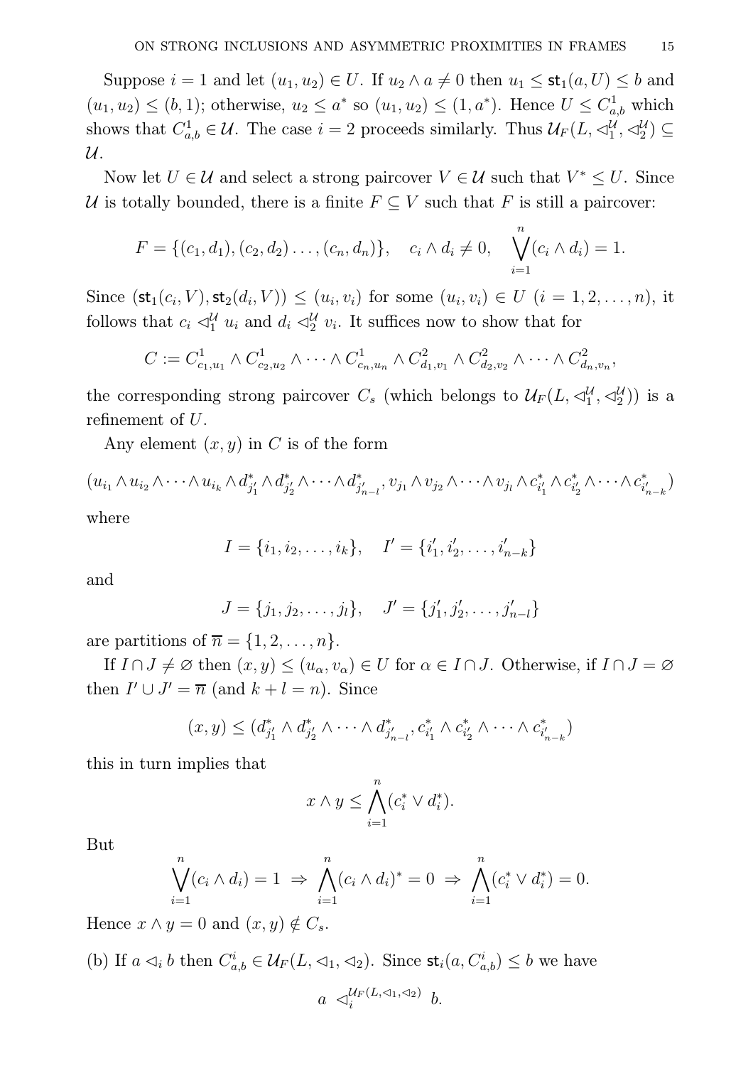Suppose $i = 1$ and let $(u_1, u_2) \in U$. If $u_2 \wedge a \neq 0$ then $u_1 \leq \mathsf{st}_1(a, U) \leq b$ and $(u_1, u_2) \leq (b, 1)$; otherwise, $u_2 \leq a^*$ so $(u_1, u_2) \leq (1, a^*)$. Hence $U \leq C^1_{a,b}$ which shows that $C^1_{a,b} \in \mathcal{U}$. The case $i = 2$ proceeds similarly. Thus $\mathcal{U}_F(L, \lhd^{\mathcal{U}}_1, \lhd^{\mathcal{U}}_2) \subseteq \mathcal{U}$.

Now let $U \in \mathcal{U}$ and select a strong paircover $V \in \mathcal{U}$ such that $V^* \leq U$. Since $\mathcal{U}$ is totally bounded, there is a finite $F \subseteq V$ such that $F$ is still a paircover:

$$F = \{(c_1, d_1), (c_2, d_2) \ldots, (c_n, d_n)\}, \quad c_i \wedge d_i \neq 0, \quad \bigvee_{i=1}^{n} (c_i \wedge d_i) = 1.$$

Since $(\mathsf{st}_1(c_i, V), \mathsf{st}_2(d_i, V)) \leq (u_i, v_i)$ for some $(u_i, v_i) \in U$ $(i = 1, 2, \ldots, n)$, it follows that $c_i \lhd^{\mathcal{U}}_1 u_i$ and $d_i \lhd^{\mathcal{U}}_2 v_i$. It suffices now to show that for

$$C := C^1_{c_1,u_1} \wedge C^1_{c_2,u_2} \wedge \cdots \wedge C^1_{c_n,u_n} \wedge C^2_{d_1,v_1} \wedge C^2_{d_2,v_2} \wedge \cdots \wedge C^2_{d_n,v_n},$$

the corresponding strong paircover $C_s$ (which belongs to $\mathcal{U}_F(L, \lhd^{\mathcal{U}}_1, \lhd^{\mathcal{U}}_2)$) is a refinement of $U$.

Any element $(x, y)$ in $C$ is of the form

$$(u_{i_1} \wedge u_{i_2} \wedge \cdots \wedge u_{i_k} \wedge d^*_{j'_1} \wedge d^*_{j'_2} \wedge \cdots \wedge d^*_{j'_{n-l}}, v_{j_1} \wedge v_{j_2} \wedge \cdots \wedge v_{j_l} \wedge c^*_{i'_1} \wedge c^*_{i'_2} \wedge \cdots \wedge c^*_{i'_{n-k}})$$

where

$$I = \{i_1, i_2, \ldots, i_k\}, \quad I' = \{i'_1, i'_2, \ldots, i'_{n-k}\}$$

and

$$J = \{j_1, j_2, \ldots, j_l\}, \quad J' = \{j'_1, j'_2, \ldots, j'_{n-l}\}$$

are partitions of $\overline{n} = \{1, 2, \ldots, n\}$.

If $I \cap J \neq \varnothing$ then $(x, y) \leq (u_\alpha, v_\alpha) \in U$ for $\alpha \in I \cap J$. Otherwise, if $I \cap J = \varnothing$ then $I' \cup J' = \overline{n}$ (and $k + l = n$). Since

$$(x, y) \leq (d^*_{j'_1} \wedge d^*_{j'_2} \wedge \cdots \wedge d^*_{j'_{n-l}}, c^*_{i'_1} \wedge c^*_{i'_2} \wedge \cdots \wedge c^*_{i'_{n-k}})$$

this in turn implies that

$$x \wedge y \leq \bigwedge_{i=1}^{n} (c^*_i \vee d^*_i).$$

But

$$\bigvee_{i=1}^{n} (c_i \wedge d_i) = 1 \;\Rightarrow\; \bigwedge_{i=1}^{n} (c_i \wedge d_i)^* = 0 \;\Rightarrow\; \bigwedge_{i=1}^{n} (c^*_i \vee d^*_i) = 0.$$

Hence $x \wedge y = 0$ and $(x, y) \notin C_s$.

(b) If $a \lhd_i b$ then $C^i_{a,b} \in \mathcal{U}_F(L, \lhd_1, \lhd_2)$. Since $\mathsf{st}_i(a, C^i_{a,b}) \leq b$ we have

$$a \lhd_i^{\mathcal{U}_F(L, \lhd_1, \lhd_2)} b.$$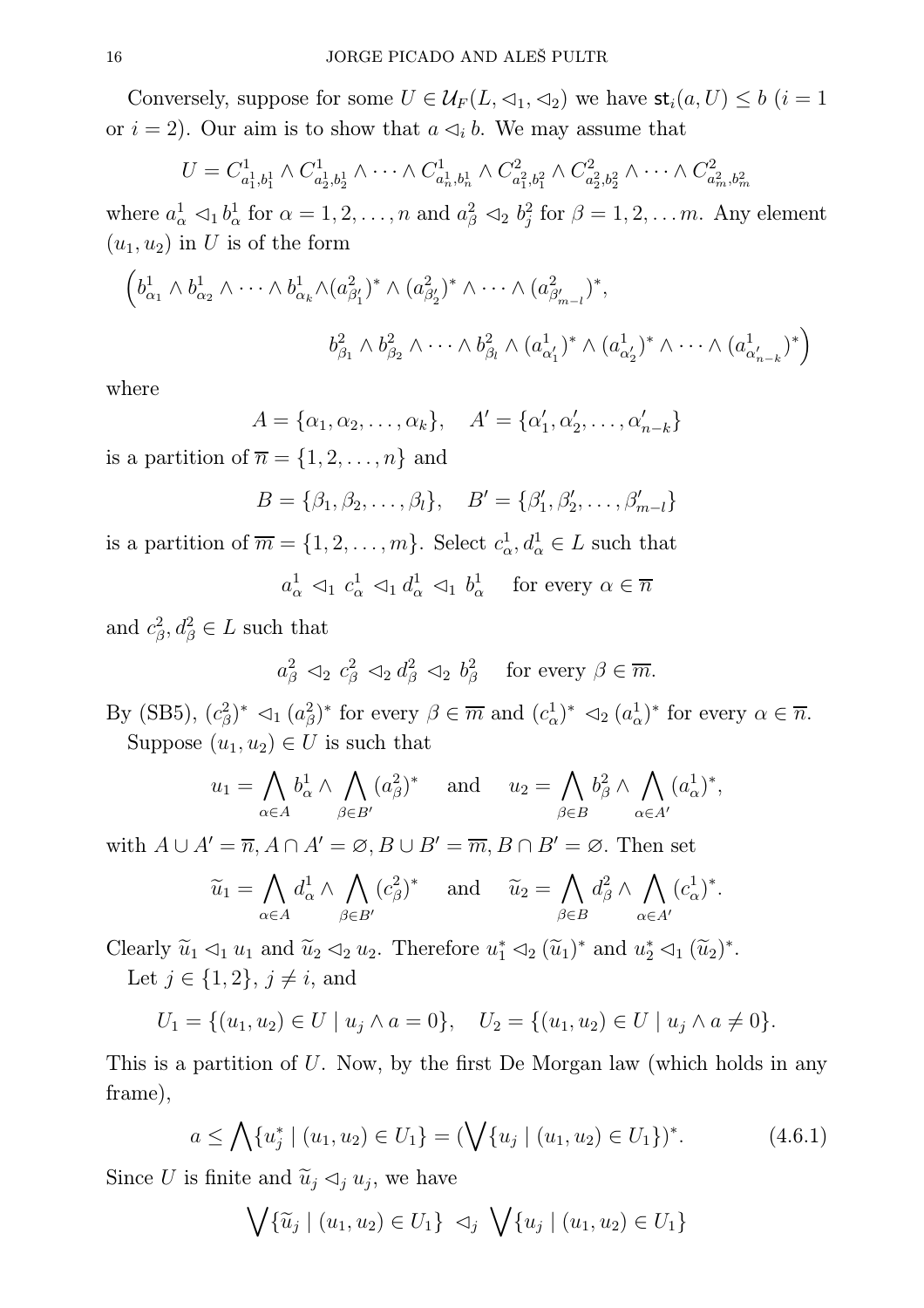Conversely, suppose for some $U \in \mathcal{U}_F(L, \lhd_1, \lhd_2)$ we have $\mathsf{st}_i(a, U) \leq b$ ($i = 1$ or $i = 2$). Our aim is to show that $a \lhd_i b$. We may assume that

$$U = C^1_{a^1_1, b^1_1} \wedge C^1_{a^1_2, b^1_2} \wedge \cdots \wedge C^1_{a^1_n, b^1_n} \wedge C^2_{a^2_1, b^2_1} \wedge C^2_{a^2_2, b^2_2} \wedge \cdots \wedge C^2_{a^2_m, b^2_m}$$

where $a^1_\alpha \lhd_1 b^1_\alpha$ for $\alpha = 1, 2, \ldots, n$ and $a^2_\beta \lhd_2 b^2_j$ for $\beta = 1, 2, \ldots m$. Any element $(u_1, u_2)$ in $U$ is of the form

$$\Big(b^1_{\alpha_1} \wedge b^1_{\alpha_2} \wedge \cdots \wedge b^1_{\alpha_k} \wedge (a^2_{\beta'_1})^* \wedge (a^2_{\beta'_2})^* \wedge \cdots \wedge (a^2_{\beta'_{m-l}})^*,$$

$$b^2_{\beta_1} \wedge b^2_{\beta_2} \wedge \cdots \wedge b^2_{\beta_l} \wedge (a^1_{\alpha'_1})^* \wedge (a^1_{\alpha'_2})^* \wedge \cdots \wedge (a^1_{\alpha'_{n-k}})^*\Big)$$

where

$$A = \{\alpha_1, \alpha_2, \ldots, \alpha_k\}, \quad A' = \{\alpha'_1, \alpha'_2, \ldots, \alpha'_{n-k}\}$$

is a partition of $\overline{n} = \{1, 2, \ldots, n\}$ and

$$B = \{\beta_1, \beta_2, \ldots, \beta_l\}, \quad B' = \{\beta'_1, \beta'_2, \ldots, \beta'_{m-l}\}$$

is a partition of $\overline{m} = \{1, 2, \ldots, m\}$. Select $c^1_\alpha, d^1_\alpha \in L$ such that

$$a^1_\alpha \lhd_1 c^1_\alpha \lhd_1 d^1_\alpha \lhd_1 b^1_\alpha \quad \text{for every } \alpha \in \overline{n}$$

and $c^2_\beta, d^2_\beta \in L$ such that

$$a^2_\beta \lhd_2 c^2_\beta \lhd_2 d^2_\beta \lhd_2 b^2_\beta \quad \text{for every } \beta \in \overline{m}.$$

By (SB5), $(c^2_\beta)^* \lhd_1 (a^2_\beta)^*$ for every $\beta \in \overline{m}$ and $(c^1_\alpha)^* \lhd_2 (a^1_\alpha)^*$ for every $\alpha \in \overline{n}$.

Suppose $(u_1, u_2) \in U$ is such that

$$u_1 = \bigwedge_{\alpha \in A} b^1_\alpha \wedge \bigwedge_{\beta \in B'} (a^2_\beta)^* \quad \text{and} \quad u_2 = \bigwedge_{\beta \in B} b^2_\beta \wedge \bigwedge_{\alpha \in A'} (a^1_\alpha)^*,$$

with $A \cup A' = \overline{n}$, $A \cap A' = \varnothing$, $B \cup B' = \overline{m}$, $B \cap B' = \varnothing$. Then set

$$\widetilde{u}_1 = \bigwedge_{\alpha \in A} d^1_\alpha \wedge \bigwedge_{\beta \in B'} (c^2_\beta)^* \quad \text{and} \quad \widetilde{u}_2 = \bigwedge_{\beta \in B} d^2_\beta \wedge \bigwedge_{\alpha \in A'} (c^1_\alpha)^*.$$

Clearly $\widetilde{u}_1 \lhd_1 u_1$ and $\widetilde{u}_2 \lhd_2 u_2$. Therefore $u_1^* \lhd_2 (\widetilde{u}_1)^*$ and $u_2^* \lhd_1 (\widetilde{u}_2)^*$.

Let $j \in \{1, 2\}$, $j \neq i$, and

$$U_1 = \{(u_1, u_2) \in U \mid u_j \wedge a = 0\}, \quad U_2 = \{(u_1, u_2) \in U \mid u_j \wedge a \neq 0\}.$$

This is a partition of $U$. Now, by the first De Morgan law (which holds in any frame),

$$a \leq \bigwedge\{u_j^* \mid (u_1, u_2) \in U_1\} = (\bigvee\{u_j \mid (u_1, u_2) \in U_1\})^*. \tag{4.6.1}$$

Since $U$ is finite and $\widetilde{u}_j \lhd_j u_j$, we have

$$\bigvee\{\widetilde{u}_j \mid (u_1, u_2) \in U_1\} \lhd_j \bigvee\{u_j \mid (u_1, u_2) \in U_1\}$$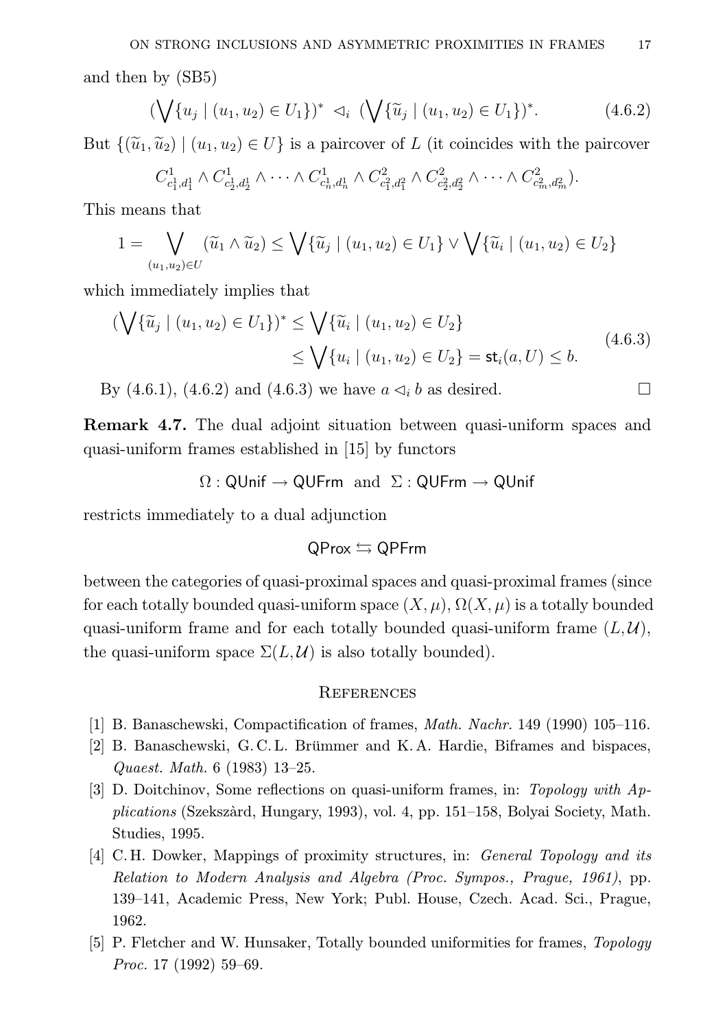and then by (SB5)

$$(\bigvee\{u_j \mid (u_1,u_2)\in U_1\})^* \ \lhd_i \ (\bigvee\{\widetilde{u}_j \mid (u_1,u_2)\in U_1\})^*. \tag{4.6.2}$$

But $\{(\widetilde{u}_1,\widetilde{u}_2) \mid (u_1,u_2)\in U\}$ is a paircover of $L$ (it coincides with the paircover

$$C^1_{c^1_1,d^1_1}\wedge C^1_{c^1_2,d^1_2}\wedge\cdots\wedge C^1_{c^1_n,d^1_n}\wedge C^2_{c^2_1,d^2_1}\wedge C^2_{c^2_2,d^2_2}\wedge\cdots\wedge C^2_{c^2_m,d^2_m}).$$

This means that

$$1=\bigvee_{(u_1,u_2)\in U}(\widetilde{u}_1\wedge\widetilde{u}_2)\leq \bigvee\{\widetilde{u}_j \mid (u_1,u_2)\in U_1\}\vee\bigvee\{\widetilde{u}_i \mid (u_1,u_2)\in U_2\}$$

which immediately implies that

$$\begin{aligned}(\bigvee\{\widetilde{u}_j \mid (u_1,u_2)\in U_1\})^* &\leq \bigvee\{\widetilde{u}_i \mid (u_1,u_2)\in U_2\}\\ &\leq \bigvee\{u_i \mid (u_1,u_2)\in U_2\}=\mathsf{st}_i(a,U)\leq b.\end{aligned} \tag{4.6.3}$$

By (4.6.1), (4.6.2) and (4.6.3) we have $a\lhd_i b$ as desired. $\square$

**Remark 4.7.** The dual adjoint situation between quasi-uniform spaces and quasi-uniform frames established in [15] by functors

$$\Omega:\mathsf{QUnif}\to\mathsf{QUFrm}\ \text{ and }\ \Sigma:\mathsf{QUFrm}\to\mathsf{QUnif}$$

restricts immediately to a dual adjunction

$$\mathsf{QProx}\leftrightarrows\mathsf{QPFrm}$$

between the categories of quasi-proximal spaces and quasi-proximal frames (since for each totally bounded quasi-uniform space $(X,\mu)$, $\Omega(X,\mu)$ is a totally bounded quasi-uniform frame and for each totally bounded quasi-uniform frame $(L,\mathcal{U})$, the quasi-uniform space $\Sigma(L,\mathcal{U})$ is also totally bounded).

## References

[1] B. Banaschewski, Compactification of frames, *Math. Nachr.* 149 (1990) 105–116.

[2] B. Banaschewski, G. C. L. Brümmer and K. A. Hardie, Biframes and bispaces, *Quaest. Math.* 6 (1983) 13–25.

[3] D. Doitchinov, Some reflections on quasi-uniform frames, in: *Topology with Applications* (Szekszàrd, Hungary, 1993), vol. 4, pp. 151–158, Bolyai Society, Math. Studies, 1995.

[4] C. H. Dowker, Mappings of proximity structures, in: *General Topology and its Relation to Modern Analysis and Algebra (Proc. Sympos., Prague, 1961)*, pp. 139–141, Academic Press, New York; Publ. House, Czech. Acad. Sci., Prague, 1962.

[5] P. Fletcher and W. Hunsaker, Totally bounded uniformities for frames, *Topology Proc.* 17 (1992) 59–69.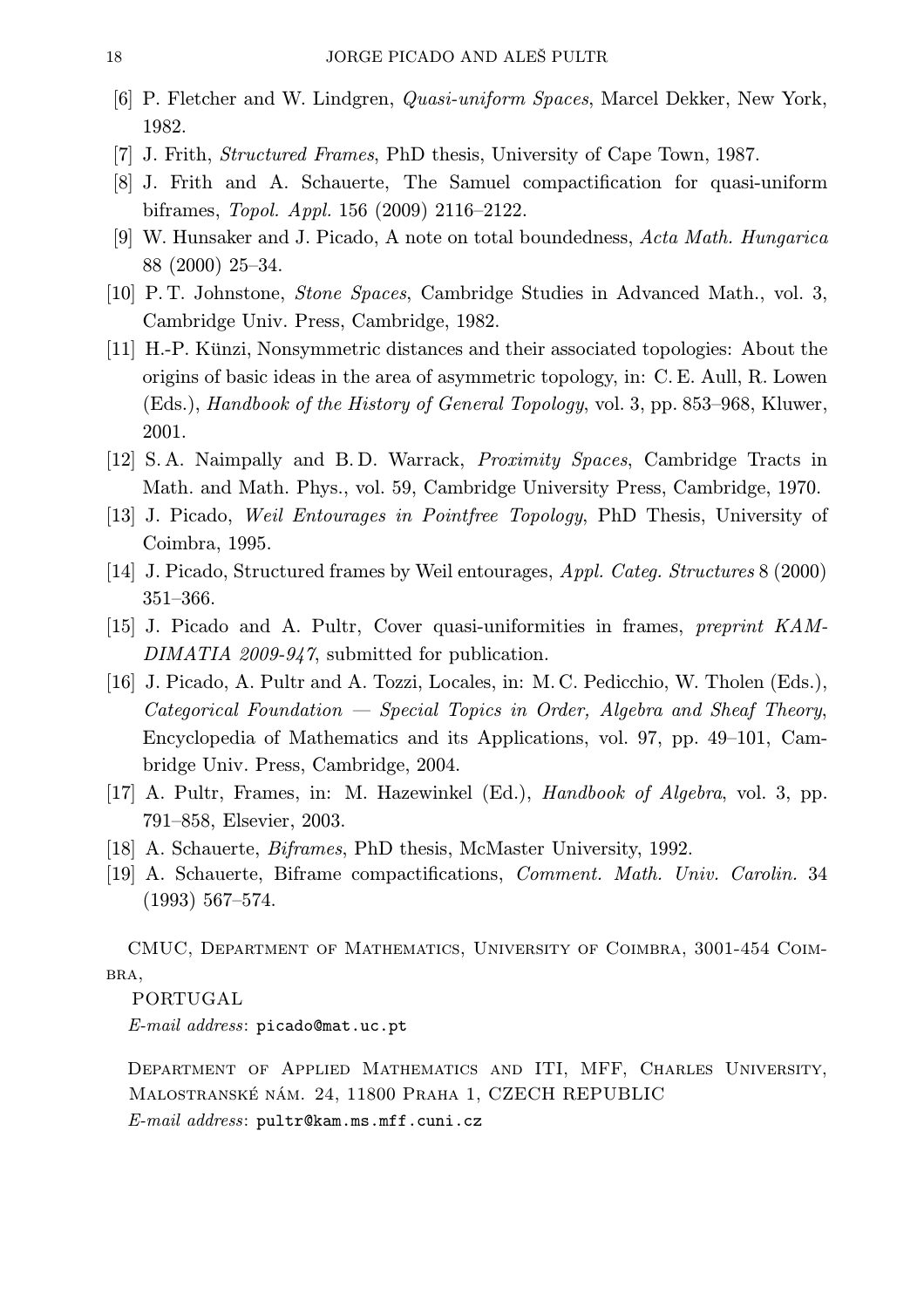[6] P. Fletcher and W. Lindgren, *Quasi-uniform Spaces*, Marcel Dekker, New York, 1982.

[7] J. Frith, *Structured Frames*, PhD thesis, University of Cape Town, 1987.

[8] J. Frith and A. Schauerte, The Samuel compactification for quasi-uniform biframes, *Topol. Appl.* 156 (2009) 2116–2122.

[9] W. Hunsaker and J. Picado, A note on total boundedness, *Acta Math. Hungarica* 88 (2000) 25–34.

[10] P. T. Johnstone, *Stone Spaces*, Cambridge Studies in Advanced Math., vol. 3, Cambridge Univ. Press, Cambridge, 1982.

[11] H.-P. Künzi, Nonsymmetric distances and their associated topologies: About the origins of basic ideas in the area of asymmetric topology, in: C. E. Aull, R. Lowen (Eds.), *Handbook of the History of General Topology*, vol. 3, pp. 853–968, Kluwer, 2001.

[12] S. A. Naimpally and B. D. Warrack, *Proximity Spaces*, Cambridge Tracts in Math. and Math. Phys., vol. 59, Cambridge University Press, Cambridge, 1970.

[13] J. Picado, *Weil Entourages in Pointfree Topology*, PhD Thesis, University of Coimbra, 1995.

[14] J. Picado, Structured frames by Weil entourages, *Appl. Categ. Structures* 8 (2000) 351–366.

[15] J. Picado and A. Pultr, Cover quasi-uniformities in frames, *preprint KAM-DIMATIA 2009-947*, submitted for publication.

[16] J. Picado, A. Pultr and A. Tozzi, Locales, in: M. C. Pedicchio, W. Tholen (Eds.), *Categorical Foundation — Special Topics in Order, Algebra and Sheaf Theory*, Encyclopedia of Mathematics and its Applications, vol. 97, pp. 49–101, Cambridge Univ. Press, Cambridge, 2004.

[17] A. Pultr, Frames, in: M. Hazewinkel (Ed.), *Handbook of Algebra*, vol. 3, pp. 791–858, Elsevier, 2003.

[18] A. Schauerte, *Biframes*, PhD thesis, McMaster University, 1992.

[19] A. Schauerte, Biframe compactifications, *Comment. Math. Univ. Carolin.* 34 (1993) 567–574.

CMUC, Department of Mathematics, University of Coimbra, 3001-454 Coimbra, PORTUGAL

*E-mail address*: picado@mat.uc.pt

Department of Applied Mathematics and ITI, MFF, Charles University, Malostranské nám. 24, 11800 Praha 1, CZECH REPUBLIC

*E-mail address*: pultr@kam.ms.mff.cuni.cz